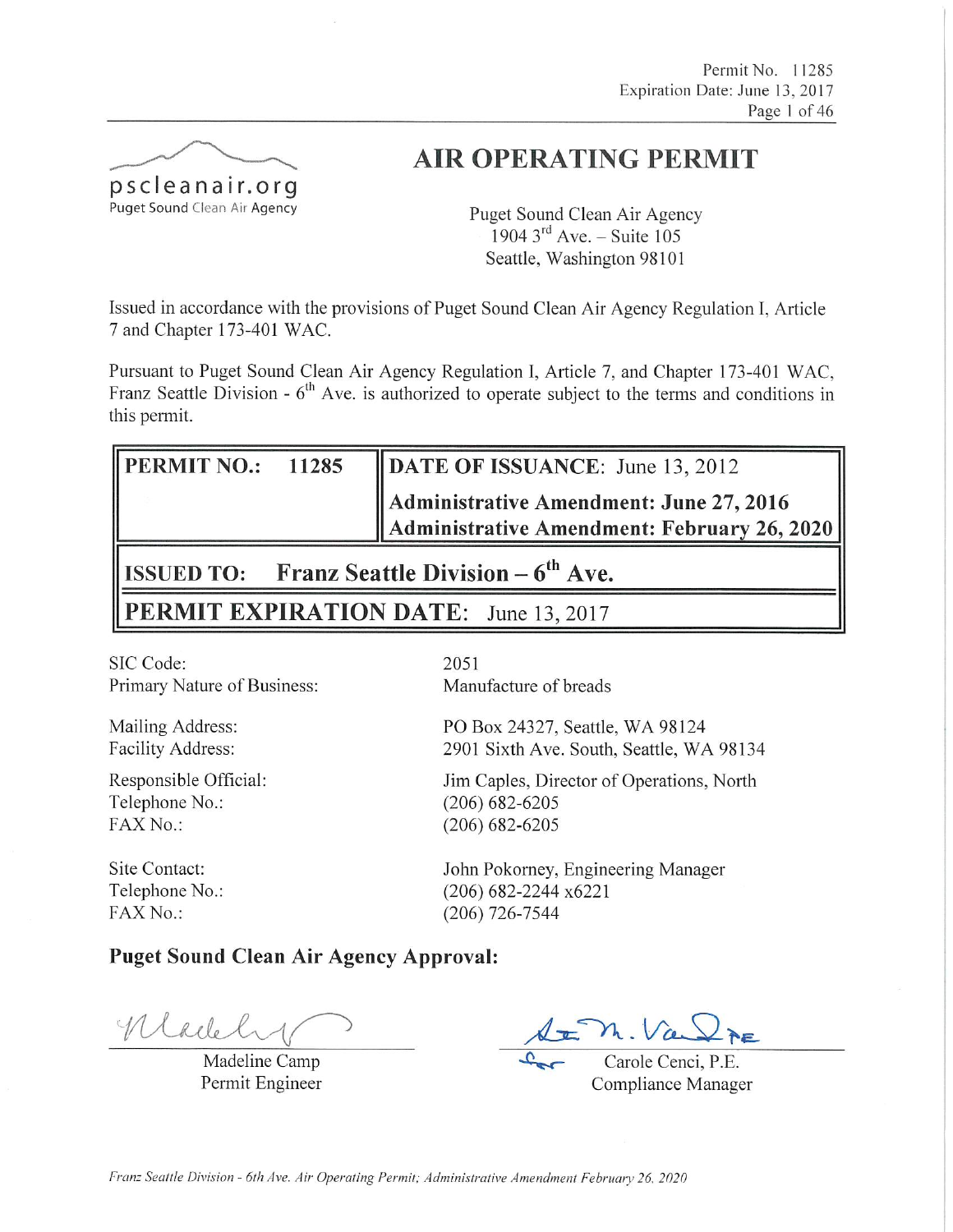Permit No. 11285
Expiration Date: June 13, 2017

pscleanair.org
Puget Sound Clean Air Agency

# AIR OPERATING PERMIT

Puget Sound Clean Air Agency
1904 3rd Ave. – Suite 105
Seattle, Washington 98101

Issued in accordance with the provisions of Puget Sound Clean Air Agency Regulation I, Article 7 and Chapter 173-401 WAC.

Pursuant to Puget Sound Clean Air Agency Regulation I, Article 7, and Chapter 173-401 WAC, Franz Seattle Division - 6th Ave. is authorized to operate subject to the terms and conditions in this permit.

| **PERMIT NO.:** 11285 | **DATE OF ISSUANCE:** June 13, 2012<br>**Administrative Amendment: June 27, 2016**<br>**Administrative Amendment: February 26, 2020** |
|---|---|
| **ISSUED TO:** **Franz Seattle Division – 6th Ave.** | |
| **PERMIT EXPIRATION DATE:** June 13, 2017 | |

SIC Code: 2051
Primary Nature of Business: Manufacture of breads

Mailing Address: PO Box 24327, Seattle, WA 98124
Facility Address: 2901 Sixth Ave. South, Seattle, WA 98134

Responsible Official: Jim Caples, Director of Operations, North
Telephone No.: (206) 682-6205
FAX No.: (206) 682-6205

Site Contact: John Pokorney, Engineering Manager
Telephone No.: (206) 682-2244 x6221
FAX No.: (206) 726-7544

**Puget Sound Clean Air Agency Approval:**

Madeline Camp
Permit Engineer

for Carole Cenci, P.E.
Compliance Manager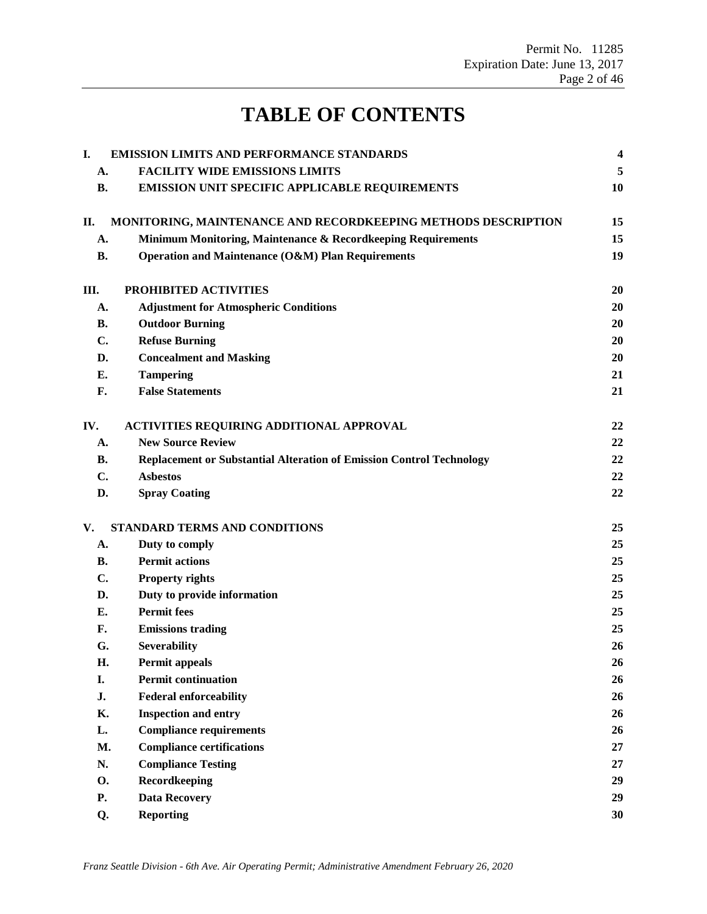# TABLE OF CONTENTS

| | | |
|---|---|---|
| **I.** | **EMISSION LIMITS AND PERFORMANCE STANDARDS** | **4** |
| **A.** | **FACILITY WIDE EMISSIONS LIMITS** | **5** |
| **B.** | **EMISSION UNIT SPECIFIC APPLICABLE REQUIREMENTS** | **10** |
| **II.** | **MONITORING, MAINTENANCE AND RECORDKEEPING METHODS DESCRIPTION** | **15** |
| **A.** | **Minimum Monitoring, Maintenance & Recordkeeping Requirements** | **15** |
| **B.** | **Operation and Maintenance (O&M) Plan Requirements** | **19** |
| **III.** | **PROHIBITED ACTIVITIES** | **20** |
| **A.** | **Adjustment for Atmospheric Conditions** | **20** |
| **B.** | **Outdoor Burning** | **20** |
| **C.** | **Refuse Burning** | **20** |
| **D.** | **Concealment and Masking** | **20** |
| **E.** | **Tampering** | **21** |
| **F.** | **False Statements** | **21** |
| **IV.** | **ACTIVITIES REQUIRING ADDITIONAL APPROVAL** | **22** |
| **A.** | **New Source Review** | **22** |
| **B.** | **Replacement or Substantial Alteration of Emission Control Technology** | **22** |
| **C.** | **Asbestos** | **22** |
| **D.** | **Spray Coating** | **22** |
| **V.** | **STANDARD TERMS AND CONDITIONS** | **25** |
| **A.** | **Duty to comply** | **25** |
| **B.** | **Permit actions** | **25** |
| **C.** | **Property rights** | **25** |
| **D.** | **Duty to provide information** | **25** |
| **E.** | **Permit fees** | **25** |
| **F.** | **Emissions trading** | **25** |
| **G.** | **Severability** | **26** |
| **H.** | **Permit appeals** | **26** |
| **I.** | **Permit continuation** | **26** |
| **J.** | **Federal enforceability** | **26** |
| **K.** | **Inspection and entry** | **26** |
| **L.** | **Compliance requirements** | **26** |
| **M.** | **Compliance certifications** | **27** |
| **N.** | **Compliance Testing** | **27** |
| **O.** | **Recordkeeping** | **29** |
| **P.** | **Data Recovery** | **29** |
| **Q.** | **Reporting** | **30** |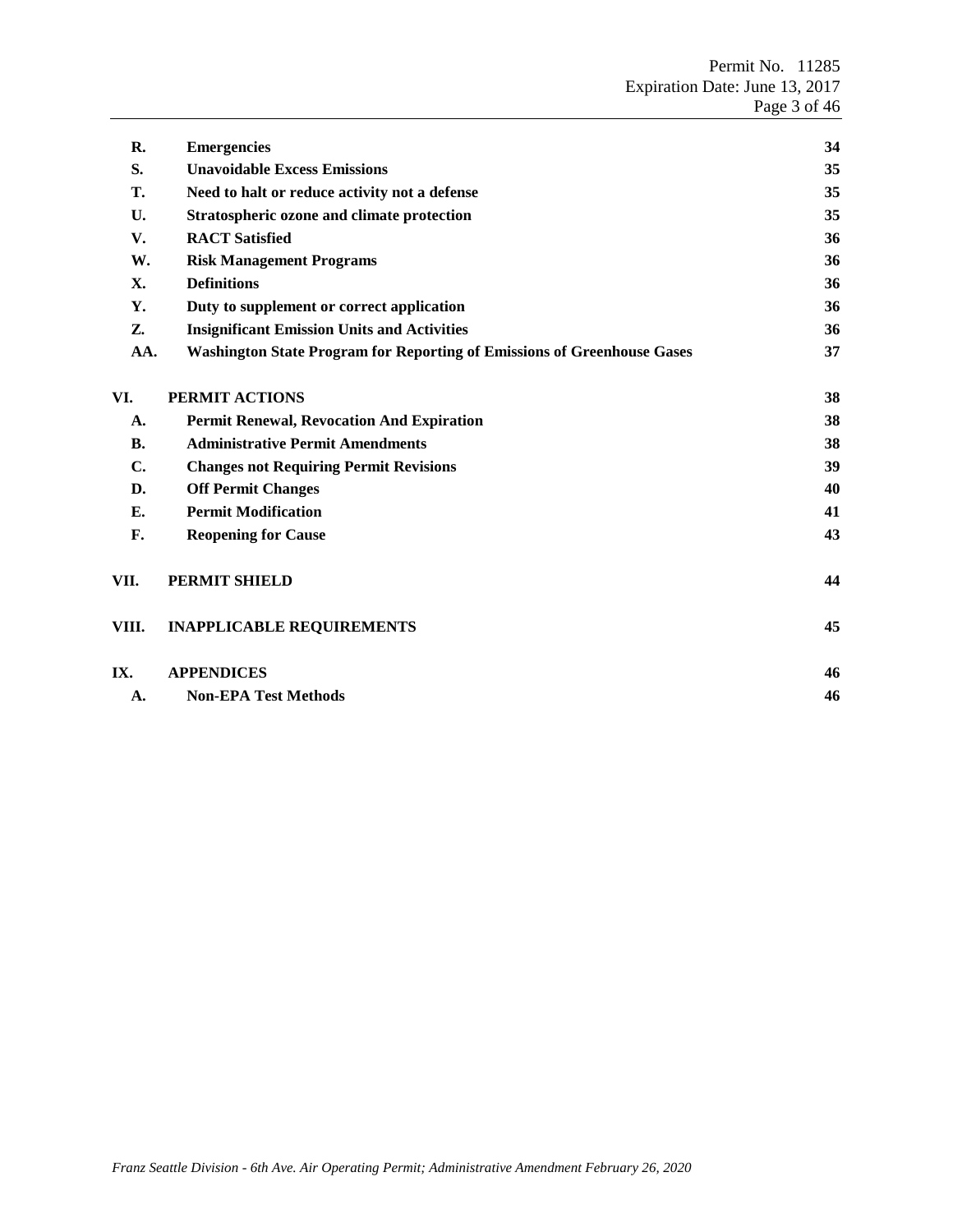| | | |
|---|---|---|
| **R.** | **Emergencies** | **34** |
| **S.** | **Unavoidable Excess Emissions** | **35** |
| **T.** | **Need to halt or reduce activity not a defense** | **35** |
| **U.** | **Stratospheric ozone and climate protection** | **35** |
| **V.** | **RACT Satisfied** | **36** |
| **W.** | **Risk Management Programs** | **36** |
| **X.** | **Definitions** | **36** |
| **Y.** | **Duty to supplement or correct application** | **36** |
| **Z.** | **Insignificant Emission Units and Activities** | **36** |
| **AA.** | **Washington State Program for Reporting of Emissions of Greenhouse Gases** | **37** |
| **VI.** | **PERMIT ACTIONS** | **38** |
| **A.** | **Permit Renewal, Revocation And Expiration** | **38** |
| **B.** | **Administrative Permit Amendments** | **38** |
| **C.** | **Changes not Requiring Permit Revisions** | **39** |
| **D.** | **Off Permit Changes** | **40** |
| **E.** | **Permit Modification** | **41** |
| **F.** | **Reopening for Cause** | **43** |
| **VII.** | **PERMIT SHIELD** | **44** |
| **VIII.** | **INAPPLICABLE REQUIREMENTS** | **45** |
| **IX.** | **APPENDICES** | **46** |
| **A.** | **Non-EPA Test Methods** | **46** |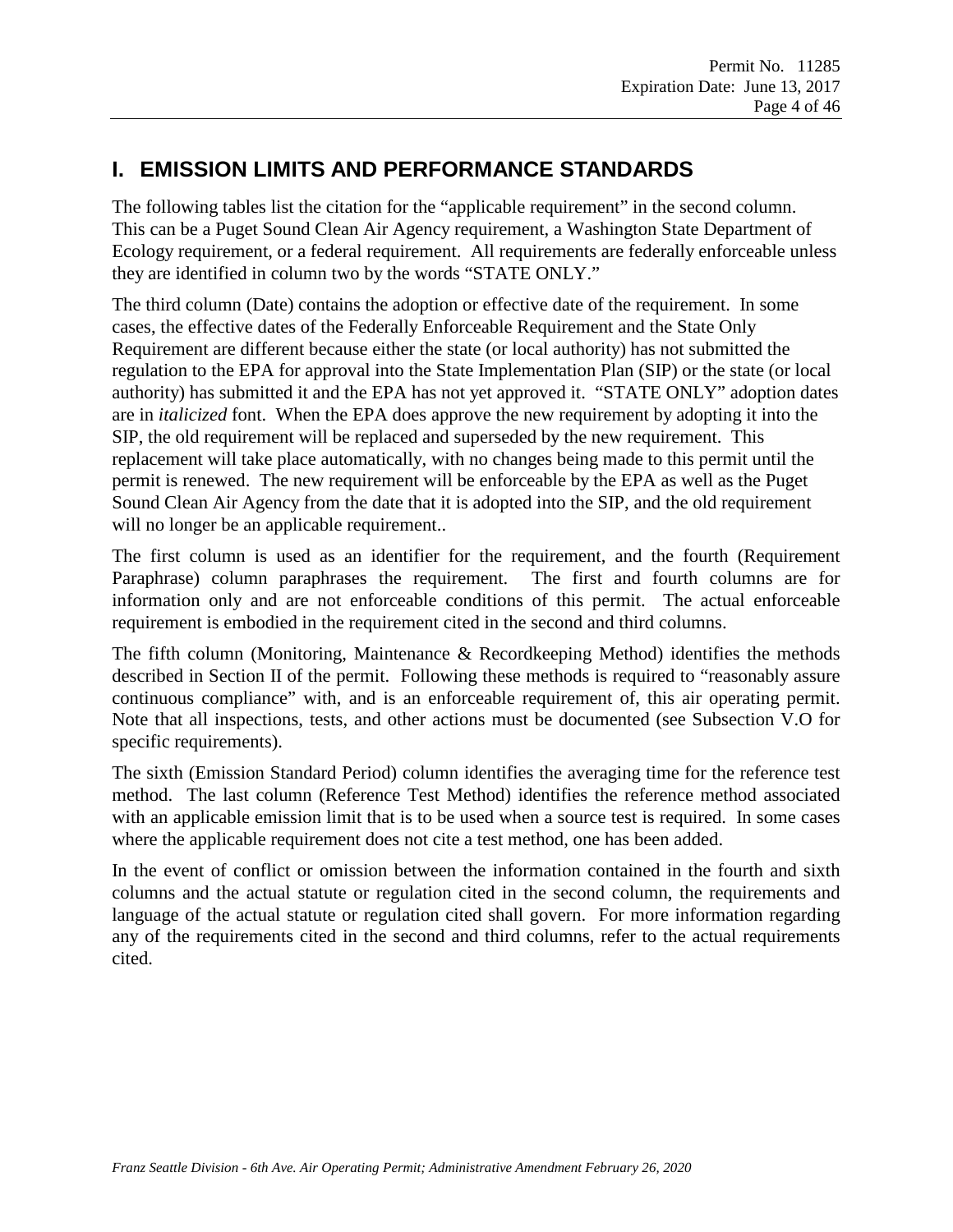# I. EMISSION LIMITS AND PERFORMANCE STANDARDS

The following tables list the citation for the "applicable requirement" in the second column. This can be a Puget Sound Clean Air Agency requirement, a Washington State Department of Ecology requirement, or a federal requirement. All requirements are federally enforceable unless they are identified in column two by the words "STATE ONLY."

The third column (Date) contains the adoption or effective date of the requirement. In some cases, the effective dates of the Federally Enforceable Requirement and the State Only Requirement are different because either the state (or local authority) has not submitted the regulation to the EPA for approval into the State Implementation Plan (SIP) or the state (or local authority) has submitted it and the EPA has not yet approved it. "STATE ONLY" adoption dates are in *italicized* font. When the EPA does approve the new requirement by adopting it into the SIP, the old requirement will be replaced and superseded by the new requirement. This replacement will take place automatically, with no changes being made to this permit until the permit is renewed. The new requirement will be enforceable by the EPA as well as the Puget Sound Clean Air Agency from the date that it is adopted into the SIP, and the old requirement will no longer be an applicable requirement..

The first column is used as an identifier for the requirement, and the fourth (Requirement Paraphrase) column paraphrases the requirement. The first and fourth columns are for information only and are not enforceable conditions of this permit. The actual enforceable requirement is embodied in the requirement cited in the second and third columns.

The fifth column (Monitoring, Maintenance & Recordkeeping Method) identifies the methods described in Section II of the permit. Following these methods is required to "reasonably assure continuous compliance" with, and is an enforceable requirement of, this air operating permit. Note that all inspections, tests, and other actions must be documented (see Subsection V.O for specific requirements).

The sixth (Emission Standard Period) column identifies the averaging time for the reference test method. The last column (Reference Test Method) identifies the reference method associated with an applicable emission limit that is to be used when a source test is required. In some cases where the applicable requirement does not cite a test method, one has been added.

In the event of conflict or omission between the information contained in the fourth and sixth columns and the actual statute or regulation cited in the second column, the requirements and language of the actual statute or regulation cited shall govern. For more information regarding any of the requirements cited in the second and third columns, refer to the actual requirements cited.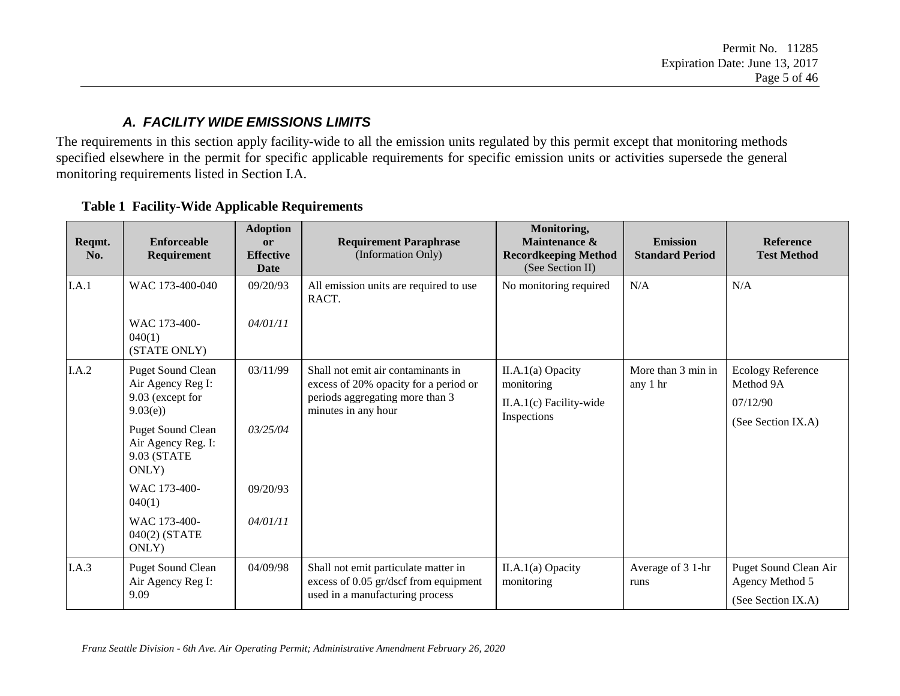### *A. FACILITY WIDE EMISSIONS LIMITS*

The requirements in this section apply facility-wide to all the emission units regulated by this permit except that monitoring methods specified elsewhere in the permit for specific applicable requirements for specific emission units or activities supersede the general monitoring requirements listed in Section I.A.

**Table 1 Facility-Wide Applicable Requirements**

| Reqmt. No. | Enforceable Requirement | Adoption or Effective Date | Requirement Paraphrase (Information Only) | Monitoring, Maintenance & Recordkeeping Method (See Section II) | Emission Standard Period | Reference Test Method |
|---|---|---|---|---|---|---|
| I.A.1 | WAC 173-400-040<br><br>WAC 173-400-040(1) (STATE ONLY) | 09/20/93<br><br>*04/01/11* | All emission units are required to use RACT. | No monitoring required | N/A | N/A |
| I.A.2 | Puget Sound Clean Air Agency Reg I: 9.03 (except for 9.03(e))<br><br>Puget Sound Clean Air Agency Reg. I: 9.03 (STATE ONLY)<br><br>WAC 173-400-040(1)<br><br>WAC 173-400-040(2) (STATE ONLY) | 03/11/99<br><br>*03/25/04*<br><br>09/20/93<br><br>*04/01/11* | Shall not emit air contaminants in excess of 20% opacity for a period or periods aggregating more than 3 minutes in any hour | II.A.1(a) Opacity monitoring<br><br>II.A.1(c) Facility-wide Inspections | More than 3 min in any 1 hr | Ecology Reference Method 9A<br><br>07/12/90<br><br>(See Section IX.A) |
| I.A.3 | Puget Sound Clean Air Agency Reg I: 9.09 | 04/09/98 | Shall not emit particulate matter in excess of 0.05 gr/dscf from equipment used in a manufacturing process | II.A.1(a) Opacity monitoring | Average of 3 1-hr runs | Puget Sound Clean Air Agency Method 5<br><br>(See Section IX.A) |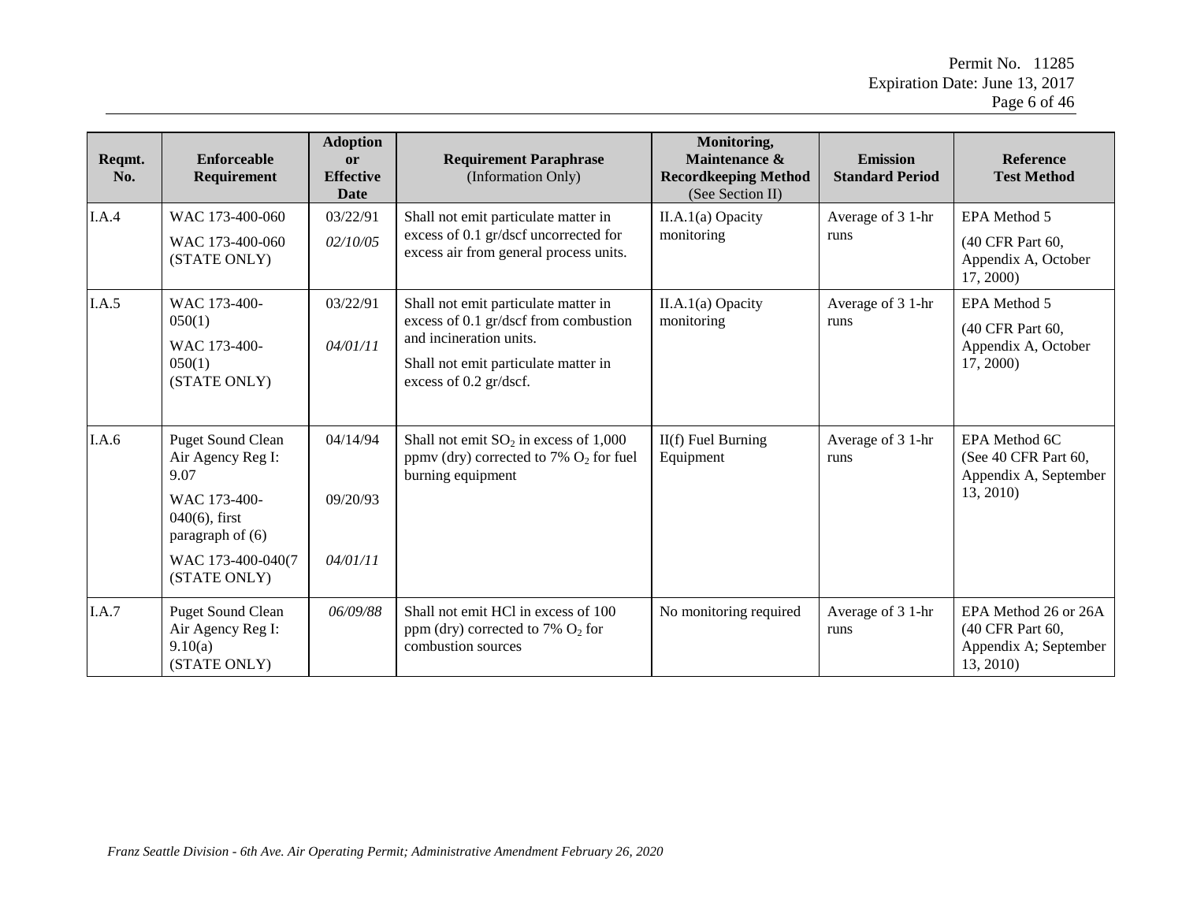| Reqmt. No. | Enforceable Requirement | Adoption or Effective Date | Requirement Paraphrase (Information Only) | Monitoring, Maintenance & Recordkeeping Method (See Section II) | Emission Standard Period | Reference Test Method |
|---|---|---|---|---|---|---|
| I.A.4 | WAC 173-400-060<br><br>WAC 173-400-060 (STATE ONLY) | 03/22/91<br><br>*02/10/05* | Shall not emit particulate matter in excess of 0.1 gr/dscf uncorrected for excess air from general process units. | II.A.1(a) Opacity monitoring | Average of 3 1-hr runs | EPA Method 5<br><br>(40 CFR Part 60, Appendix A, October 17, 2000) |
| I.A.5 | WAC 173-400-050(1)<br><br>WAC 173-400-050(1) (STATE ONLY) | 03/22/91<br><br>*04/01/11* | Shall not emit particulate matter in excess of 0.1 gr/dscf from combustion and incineration units.<br><br>Shall not emit particulate matter in excess of 0.2 gr/dscf. | II.A.1(a) Opacity monitoring | Average of 3 1-hr runs | EPA Method 5<br><br>(40 CFR Part 60, Appendix A, October 17, 2000) |
| I.A.6 | Puget Sound Clean Air Agency Reg I: 9.07<br><br>WAC 173-400-040(6), first paragraph of (6)<br><br>WAC 173-400-040(7 (STATE ONLY) | 04/14/94<br><br>09/20/93<br><br>*04/01/11* | Shall not emit $SO_2$ in excess of 1,000 ppmv (dry) corrected to 7% $O_2$ for fuel burning equipment | II(f) Fuel Burning Equipment | Average of 3 1-hr runs | EPA Method 6C (See 40 CFR Part 60, Appendix A, September 13, 2010) |
| I.A.7 | Puget Sound Clean Air Agency Reg I: 9.10(a) (STATE ONLY) | *06/09/88* | Shall not emit HCl in excess of 100 ppm (dry) corrected to 7% $O_2$ for combustion sources | No monitoring required | Average of 3 1-hr runs | EPA Method 26 or 26A (40 CFR Part 60, Appendix A; September 13, 2010) |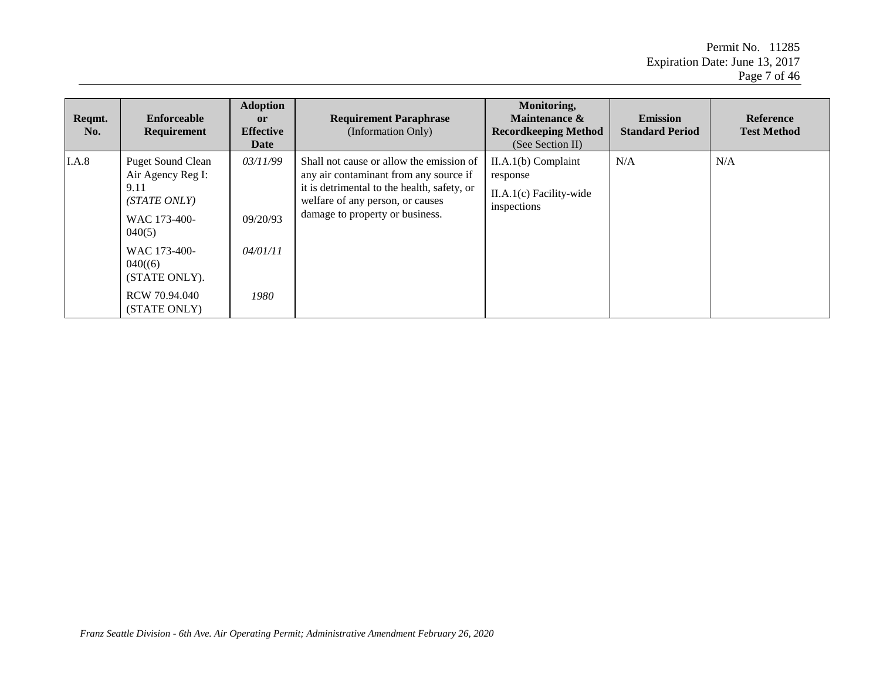| Reqmt. No. | Enforceable Requirement | Adoption or Effective Date | Requirement Paraphrase (Information Only) | Monitoring, Maintenance & Recordkeeping Method (See Section II) | Emission Standard Period | Reference Test Method |
|---|---|---|---|---|---|---|
| I.A.8 | Puget Sound Clean Air Agency Reg I: 9.11 *(STATE ONLY)*<br>WAC 173-400-040(5)<br>WAC 173-400-040((6) (STATE ONLY).<br>RCW 70.94.040 (STATE ONLY) | *03/11/99*<br>09/20/93<br>*04/01/11*<br>*1980* | Shall not cause or allow the emission of any air contaminant from any source if it is detrimental to the health, safety, or welfare of any person, or causes damage to property or business. | II.A.1(b) Complaint response<br>II.A.1(c) Facility-wide inspections | N/A | N/A |

*Franz Seattle Division - 6th Ave. Air Operating Permit; Administrative Amendment February 26, 2020*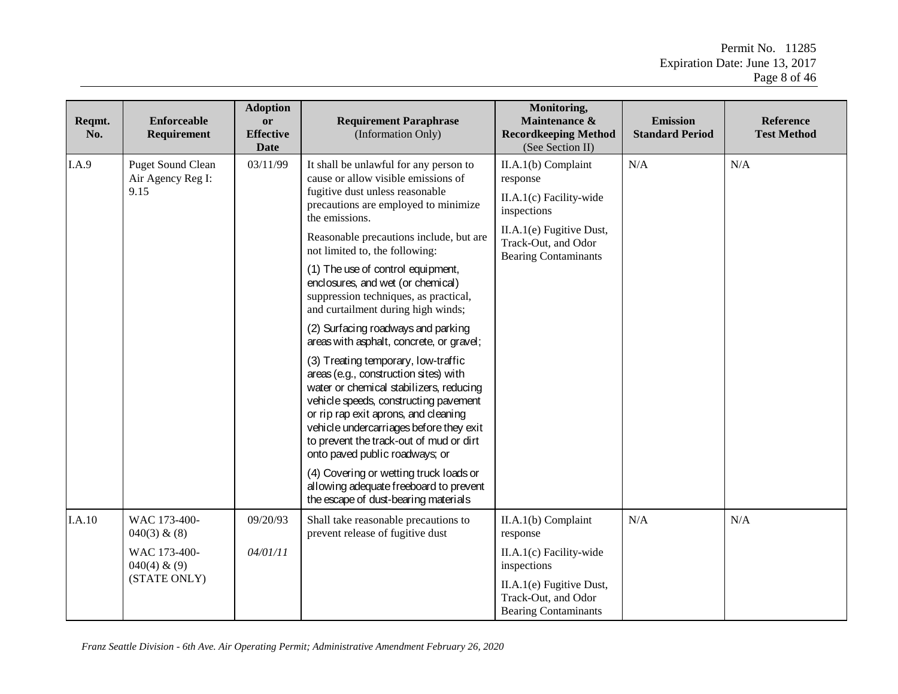| Reqmt. No. | Enforceable Requirement | Adoption or Effective Date | Requirement Paraphrase (Information Only) | Monitoring, Maintenance & Recordkeeping Method (See Section II) | Emission Standard Period | Reference Test Method |
|---|---|---|---|---|---|---|
| I.A.9 | Puget Sound Clean Air Agency Reg I: 9.15 | 03/11/99 | It shall be unlawful for any person to cause or allow visible emissions of fugitive dust unless reasonable precautions are employed to minimize the emissions.<br><br>Reasonable precautions include, but are not limited to, the following:<br><br>(1) The use of control equipment, enclosures, and wet (or chemical) suppression techniques, as practical, and curtailment during high winds;<br><br>(2) Surfacing roadways and parking areas with asphalt, concrete, or gravel;<br><br>(3) Treating temporary, low-traffic areas (e.g., construction sites) with water or chemical stabilizers, reducing vehicle speeds, constructing pavement or rip rap exit aprons, and cleaning vehicle undercarriages before they exit to prevent the track-out of mud or dirt onto paved public roadways; or<br><br>(4) Covering or wetting truck loads or allowing adequate freeboard to prevent the escape of dust-bearing materials | II.A.1(b) Complaint response<br><br>II.A.1(c) Facility-wide inspections<br><br>II.A.1(e) Fugitive Dust, Track-Out, and Odor Bearing Contaminants | N/A | N/A |
| I.A.10 | WAC 173-400-040(3) & (8)<br><br>WAC 173-400-040(4) & (9) (STATE ONLY) | 09/20/93<br><br>*04/01/11* | Shall take reasonable precautions to prevent release of fugitive dust | II.A.1(b) Complaint response<br><br>II.A.1(c) Facility-wide inspections<br><br>II.A.1(e) Fugitive Dust, Track-Out, and Odor Bearing Contaminants | N/A | N/A |

*Franz Seattle Division - 6th Ave. Air Operating Permit; Administrative Amendment February 26, 2020*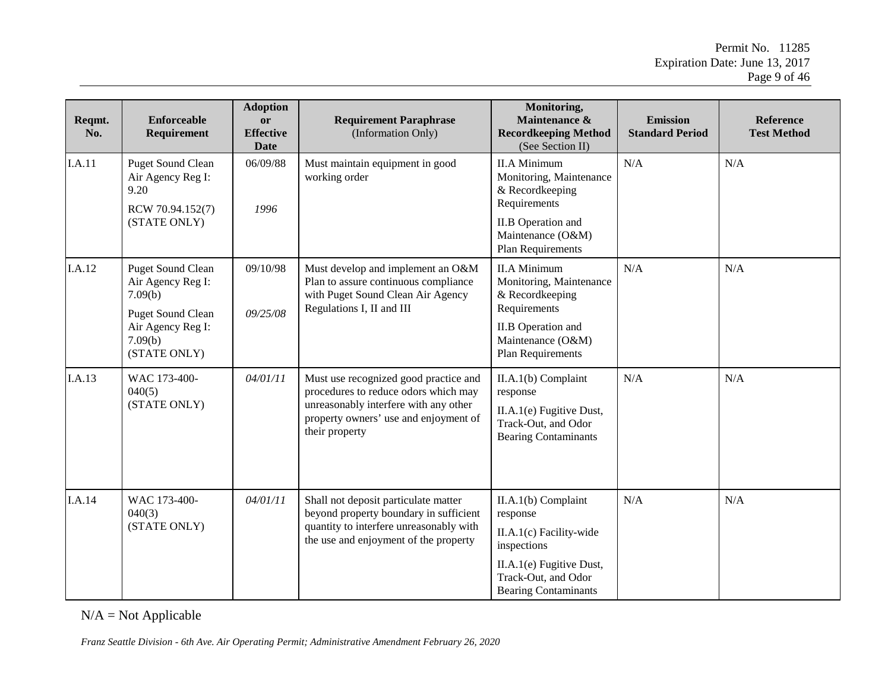| Reqmt. No. | Enforceable Requirement | Adoption or Effective Date | Requirement Paraphrase (Information Only) | Monitoring, Maintenance & Recordkeeping Method (See Section II) | Emission Standard Period | Reference Test Method |
|---|---|---|---|---|---|---|
| I.A.11 | Puget Sound Clean Air Agency Reg I: 9.20<br>RCW 70.94.152(7) (STATE ONLY) | 06/09/88<br>*1996* | Must maintain equipment in good working order | II.A Minimum Monitoring, Maintenance & Recordkeeping Requirements<br>II.B Operation and Maintenance (O&M) Plan Requirements | N/A | N/A |
| I.A.12 | Puget Sound Clean Air Agency Reg I: 7.09(b)<br>Puget Sound Clean Air Agency Reg I: 7.09(b) (STATE ONLY) | 09/10/98<br>*09/25/08* | Must develop and implement an O&M Plan to assure continuous compliance with Puget Sound Clean Air Agency Regulations I, II and III | II.A Minimum Monitoring, Maintenance & Recordkeeping Requirements<br>II.B Operation and Maintenance (O&M) Plan Requirements | N/A | N/A |
| I.A.13 | WAC 173-400-040(5) (STATE ONLY) | *04/01/11* | Must use recognized good practice and procedures to reduce odors which may unreasonably interfere with any other property owners' use and enjoyment of their property | II.A.1(b) Complaint response<br>II.A.1(e) Fugitive Dust, Track-Out, and Odor Bearing Contaminants | N/A | N/A |
| I.A.14 | WAC 173-400-040(3) (STATE ONLY) | *04/01/11* | Shall not deposit particulate matter beyond property boundary in sufficient quantity to interfere unreasonably with the use and enjoyment of the property | II.A.1(b) Complaint response<br>II.A.1(c) Facility-wide inspections<br>II.A.1(e) Fugitive Dust, Track-Out, and Odor Bearing Contaminants | N/A | N/A |

N/A = Not Applicable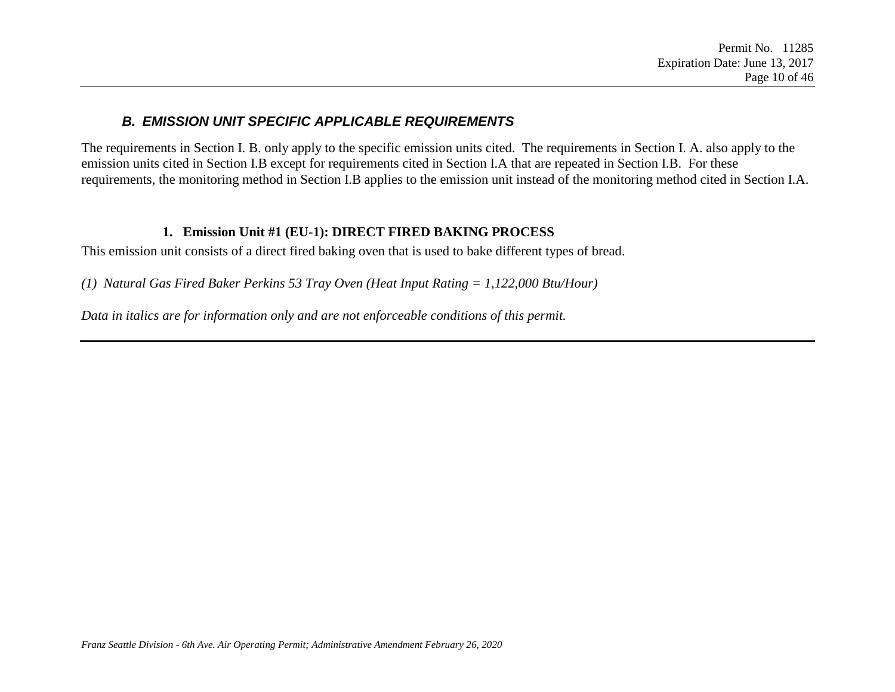## *B. EMISSION UNIT SPECIFIC APPLICABLE REQUIREMENTS*

The requirements in Section I. B. only apply to the specific emission units cited. The requirements in Section I. A. also apply to the emission units cited in Section I.B except for requirements cited in Section I.A that are repeated in Section I.B. For these requirements, the monitoring method in Section I.B applies to the emission unit instead of the monitoring method cited in Section I.A.

### 1. Emission Unit #1 (EU-1): DIRECT FIRED BAKING PROCESS

This emission unit consists of a direct fired baking oven that is used to bake different types of bread.

*(1) Natural Gas Fired Baker Perkins 53 Tray Oven (Heat Input Rating = 1,122,000 Btu/Hour)*

*Data in italics are for information only and are not enforceable conditions of this permit.*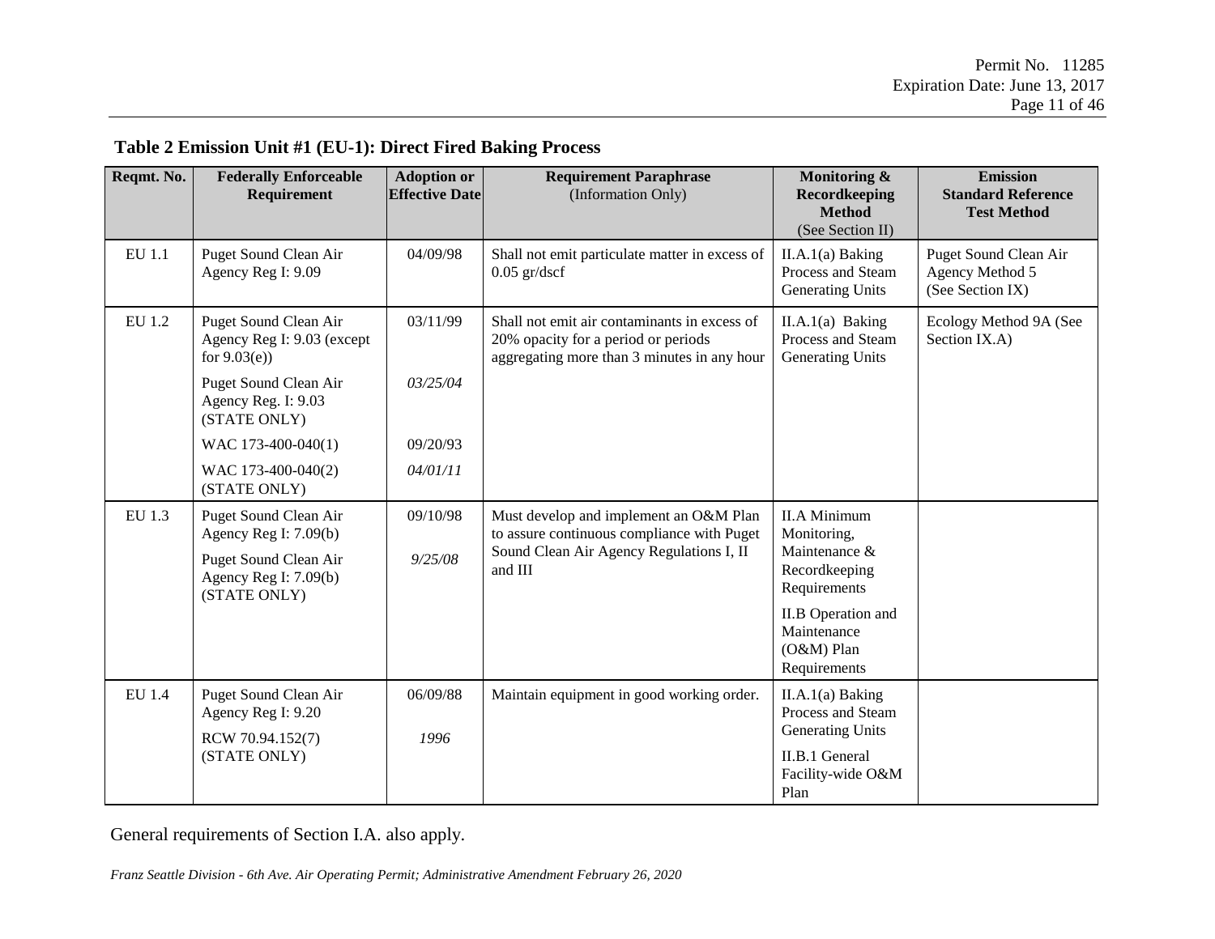**Table 2 Emission Unit #1 (EU-1): Direct Fired Baking Process**

| Reqmt. No. | Federally Enforceable Requirement | Adoption or Effective Date | Requirement Paraphrase (Information Only) | Monitoring & Recordkeeping Method (See Section II) | Emission Standard Reference Test Method |
|---|---|---|---|---|---|
| EU 1.1 | Puget Sound Clean Air Agency Reg I: 9.09 | 04/09/98 | Shall not emit particulate matter in excess of 0.05 gr/dscf | II.A.1(a) Baking Process and Steam Generating Units | Puget Sound Clean Air Agency Method 5 (See Section IX) |
| EU 1.2 | Puget Sound Clean Air Agency Reg I: 9.03 (except for 9.03(e)) | 03/11/99 | Shall not emit air contaminants in excess of 20% opacity for a period or periods aggregating more than 3 minutes in any hour | II.A.1(a) Baking Process and Steam Generating Units | Ecology Method 9A (See Section IX.A) |
| | Puget Sound Clean Air Agency Reg. I: 9.03 (STATE ONLY) | *03/25/04* | | | |
| | WAC 173-400-040(1) | 09/20/93 | | | |
| | WAC 173-400-040(2) (STATE ONLY) | *04/01/11* | | | |
| EU 1.3 | Puget Sound Clean Air Agency Reg I: 7.09(b) | 09/10/98 | Must develop and implement an O&M Plan to assure continuous compliance with Puget Sound Clean Air Agency Regulations I, II and III | II.A Minimum Monitoring, Maintenance & Recordkeeping Requirements | |
| | Puget Sound Clean Air Agency Reg I: 7.09(b) (STATE ONLY) | *9/25/08* | | II.B Operation and Maintenance (O&M) Plan Requirements | |
| EU 1.4 | Puget Sound Clean Air Agency Reg I: 9.20 | 06/09/88 | Maintain equipment in good working order. | II.A.1(a) Baking Process and Steam Generating Units | |
| | RCW 70.94.152(7) (STATE ONLY) | *1996* | | II.B.1 General Facility-wide O&M Plan | |

General requirements of Section I.A. also apply.

*Franz Seattle Division - 6th Ave. Air Operating Permit; Administrative Amendment February 26, 2020*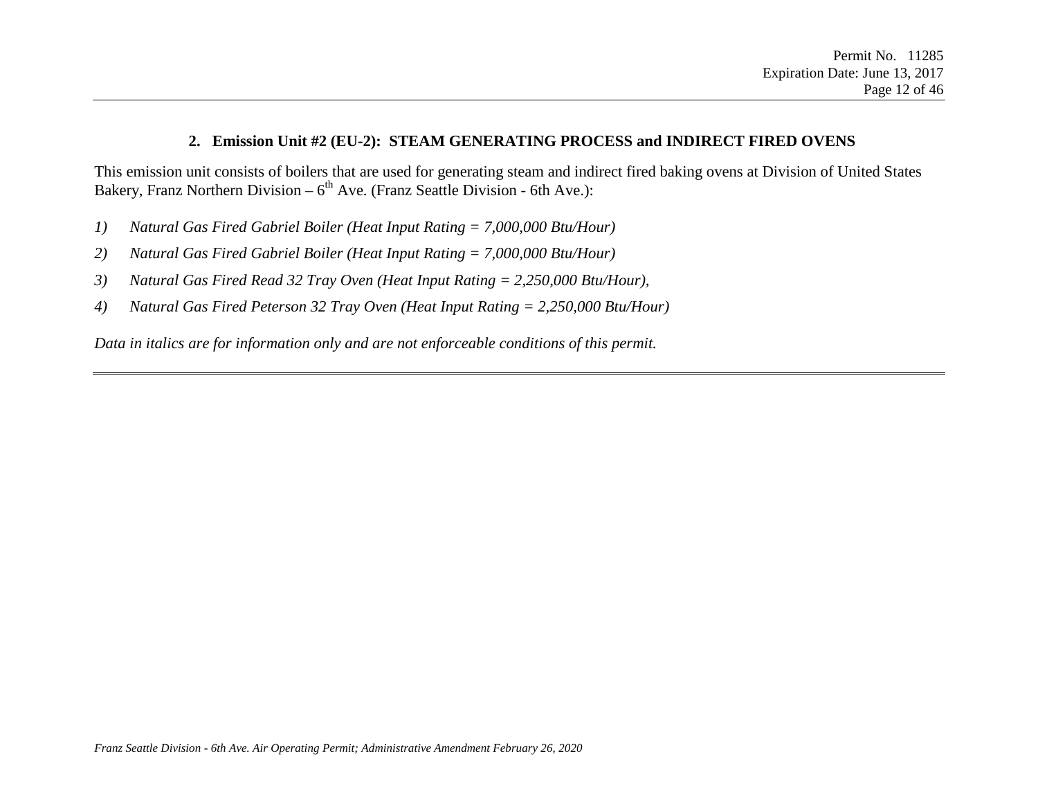## 2. Emission Unit #2 (EU-2): STEAM GENERATING PROCESS and INDIRECT FIRED OVENS

This emission unit consists of boilers that are used for generating steam and indirect fired baking ovens at Division of United States Bakery, Franz Northern Division – 6th Ave. (Franz Seattle Division - 6th Ave.):

1) *Natural Gas Fired Gabriel Boiler (Heat Input Rating = 7,000,000 Btu/Hour)*
2) *Natural Gas Fired Gabriel Boiler (Heat Input Rating = 7,000,000 Btu/Hour)*
3) *Natural Gas Fired Read 32 Tray Oven (Heat Input Rating = 2,250,000 Btu/Hour),*
4) *Natural Gas Fired Peterson 32 Tray Oven (Heat Input Rating = 2,250,000 Btu/Hour)*

*Data in italics are for information only and are not enforceable conditions of this permit.*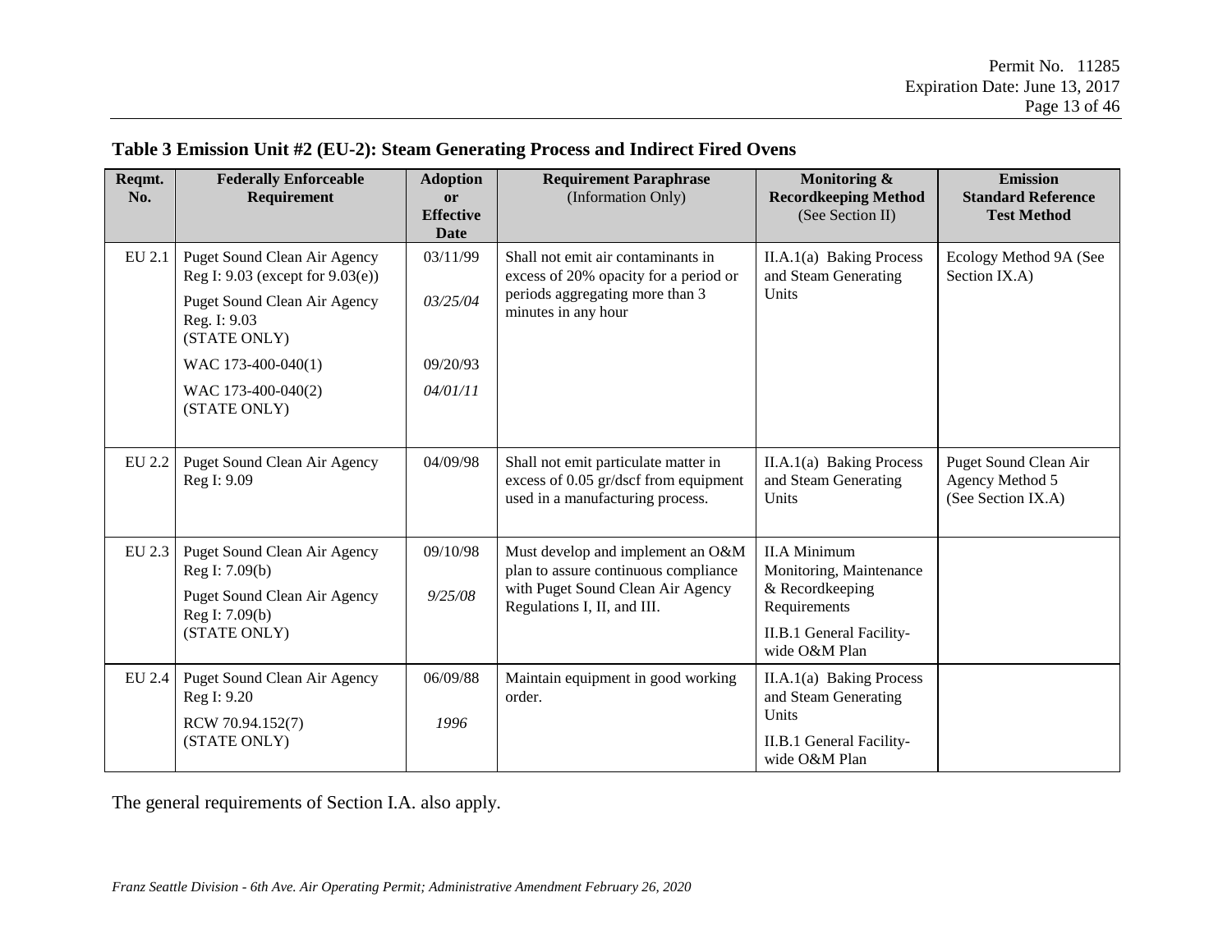**Table 3 Emission Unit #2 (EU-2): Steam Generating Process and Indirect Fired Ovens**

| Reqmt. No. | Federally Enforceable Requirement | Adoption or Effective Date | Requirement Paraphrase (Information Only) | Monitoring & Recordkeeping Method (See Section II) | Emission Standard Reference Test Method |
|---|---|---|---|---|---|
| EU 2.1 | Puget Sound Clean Air Agency Reg I: 9.03 (except for 9.03(e)) | 03/11/99 | Shall not emit air contaminants in excess of 20% opacity for a period or periods aggregating more than 3 minutes in any hour | II.A.1(a) Baking Process and Steam Generating Units | Ecology Method 9A (See Section IX.A) |
| | Puget Sound Clean Air Agency Reg. I: 9.03 (STATE ONLY) | *03/25/04* | | | |
| | WAC 173-400-040(1) | 09/20/93 | | | |
| | WAC 173-400-040(2) (STATE ONLY) | *04/01/11* | | | |
| EU 2.2 | Puget Sound Clean Air Agency Reg I: 9.09 | 04/09/98 | Shall not emit particulate matter in excess of 0.05 gr/dscf from equipment used in a manufacturing process. | II.A.1(a) Baking Process and Steam Generating Units | Puget Sound Clean Air Agency Method 5 (See Section IX.A) |
| EU 2.3 | Puget Sound Clean Air Agency Reg I: 7.09(b) | 09/10/98 | Must develop and implement an O&M plan to assure continuous compliance with Puget Sound Clean Air Agency Regulations I, II, and III. | II.A Minimum Monitoring, Maintenance & Recordkeeping Requirements | |
| | Puget Sound Clean Air Agency Reg I: 7.09(b) (STATE ONLY) | *9/25/08* | | II.B.1 General Facility-wide O&M Plan | |
| EU 2.4 | Puget Sound Clean Air Agency Reg I: 9.20 | 06/09/88 | Maintain equipment in good working order. | II.A.1(a) Baking Process and Steam Generating Units | |
| | RCW 70.94.152(7) (STATE ONLY) | *1996* | | II.B.1 General Facility-wide O&M Plan | |

The general requirements of Section I.A. also apply.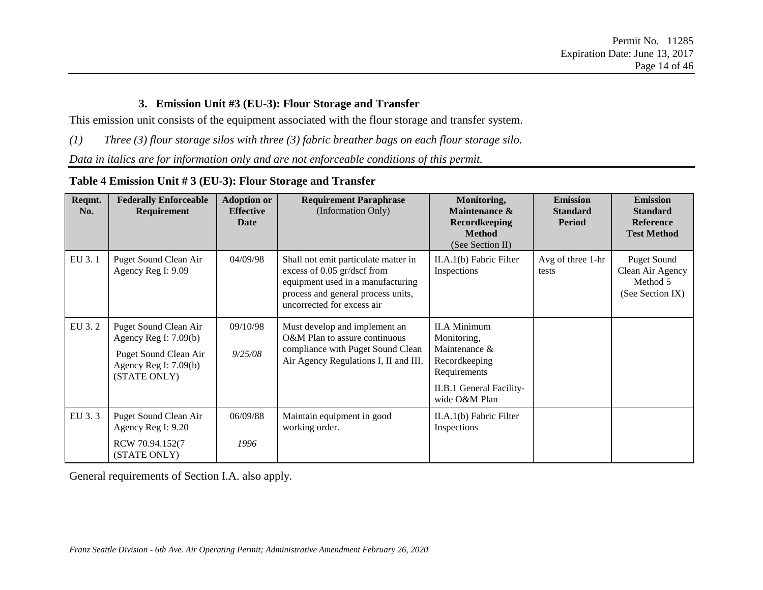### 3. Emission Unit #3 (EU-3): Flour Storage and Transfer

This emission unit consists of the equipment associated with the flour storage and transfer system.

*(1) Three (3) flour storage silos with three (3) fabric breather bags on each flour storage silo.*

*Data in italics are for information only and are not enforceable conditions of this permit.*

**Table 4 Emission Unit # 3 (EU-3): Flour Storage and Transfer**

| Reqmt. No. | Federally Enforceable Requirement | Adoption or Effective Date | Requirement Paraphrase (Information Only) | Monitoring, Maintenance & Recordkeeping Method (See Section II) | Emission Standard Period | Emission Standard Reference Test Method |
|---|---|---|---|---|---|---|
| EU 3. 1 | Puget Sound Clean Air Agency Reg I: 9.09 | 04/09/98 | Shall not emit particulate matter in excess of 0.05 gr/dscf from equipment used in a manufacturing process and general process units, uncorrected for excess air | II.A.1(b) Fabric Filter Inspections | Avg of three 1-hr tests | Puget Sound Clean Air Agency Method 5 (See Section IX) |
| EU 3. 2 | Puget Sound Clean Air Agency Reg I: 7.09(b)<br>Puget Sound Clean Air Agency Reg I: 7.09(b) (STATE ONLY) | 09/10/98<br>*9/25/08* | Must develop and implement an O&M Plan to assure continuous compliance with Puget Sound Clean Air Agency Regulations I, II and III. | II.A Minimum Monitoring, Maintenance & Recordkeeping Requirements<br>II.B.1 General Facility-wide O&M Plan | | |
| EU 3. 3 | Puget Sound Clean Air Agency Reg I: 9.20<br>RCW 70.94.152(7 (STATE ONLY) | 06/09/88<br>*1996* | Maintain equipment in good working order. | II.A.1(b) Fabric Filter Inspections | | |

General requirements of Section I.A. also apply.

*Franz Seattle Division - 6th Ave. Air Operating Permit; Administrative Amendment February 26, 2020*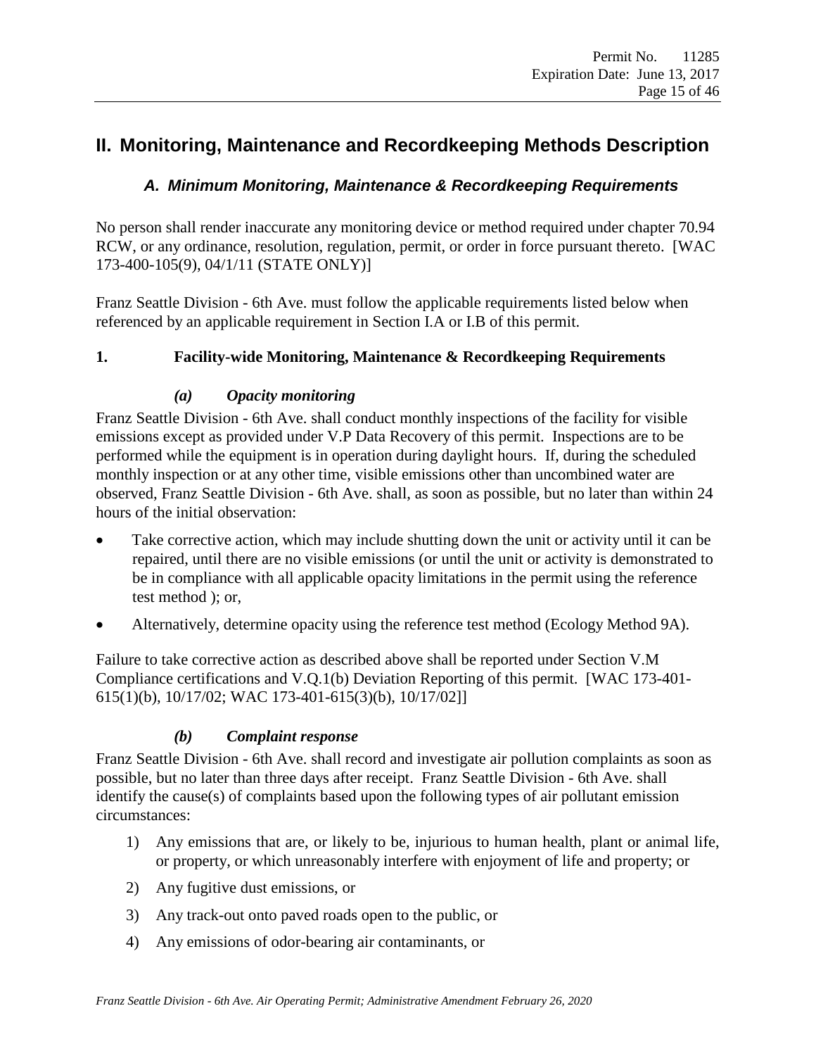# II. Monitoring, Maintenance and Recordkeeping Methods Description

## *A. Minimum Monitoring, Maintenance & Recordkeeping Requirements*

No person shall render inaccurate any monitoring device or method required under chapter 70.94 RCW, or any ordinance, resolution, regulation, permit, or order in force pursuant thereto. [WAC 173-400-105(9), 04/1/11 (STATE ONLY)]

Franz Seattle Division - 6th Ave. must follow the applicable requirements listed below when referenced by an applicable requirement in Section I.A or I.B of this permit.

### 1. Facility-wide Monitoring, Maintenance & Recordkeeping Requirements

#### *(a) Opacity monitoring*

Franz Seattle Division - 6th Ave. shall conduct monthly inspections of the facility for visible emissions except as provided under V.P Data Recovery of this permit. Inspections are to be performed while the equipment is in operation during daylight hours. If, during the scheduled monthly inspection or at any other time, visible emissions other than uncombined water are observed, Franz Seattle Division - 6th Ave. shall, as soon as possible, but no later than within 24 hours of the initial observation:

- Take corrective action, which may include shutting down the unit or activity until it can be repaired, until there are no visible emissions (or until the unit or activity is demonstrated to be in compliance with all applicable opacity limitations in the permit using the reference test method ); or,
- Alternatively, determine opacity using the reference test method (Ecology Method 9A).

Failure to take corrective action as described above shall be reported under Section V.M Compliance certifications and V.Q.1(b) Deviation Reporting of this permit. [WAC 173-401-615(1)(b), 10/17/02; WAC 173-401-615(3)(b), 10/17/02]]

#### *(b) Complaint response*

Franz Seattle Division - 6th Ave. shall record and investigate air pollution complaints as soon as possible, but no later than three days after receipt. Franz Seattle Division - 6th Ave. shall identify the cause(s) of complaints based upon the following types of air pollutant emission circumstances:

1) Any emissions that are, or likely to be, injurious to human health, plant or animal life, or property, or which unreasonably interfere with enjoyment of life and property; or
2) Any fugitive dust emissions, or
3) Any track-out onto paved roads open to the public, or
4) Any emissions of odor-bearing air contaminants, or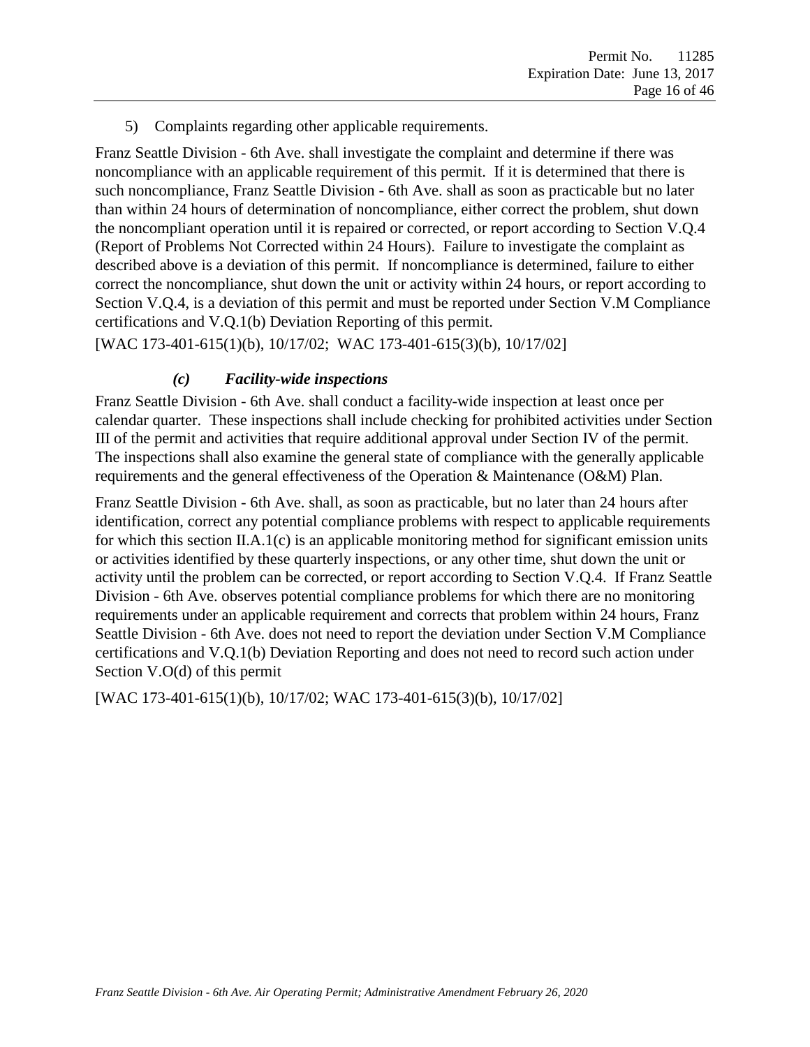5) Complaints regarding other applicable requirements.

Franz Seattle Division - 6th Ave. shall investigate the complaint and determine if there was noncompliance with an applicable requirement of this permit. If it is determined that there is such noncompliance, Franz Seattle Division - 6th Ave. shall as soon as practicable but no later than within 24 hours of determination of noncompliance, either correct the problem, shut down the noncompliant operation until it is repaired or corrected, or report according to Section V.Q.4 (Report of Problems Not Corrected within 24 Hours). Failure to investigate the complaint as described above is a deviation of this permit. If noncompliance is determined, failure to either correct the noncompliance, shut down the unit or activity within 24 hours, or report according to Section V.Q.4, is a deviation of this permit and must be reported under Section V.M Compliance certifications and V.Q.1(b) Deviation Reporting of this permit.

[WAC 173-401-615(1)(b), 10/17/02; WAC 173-401-615(3)(b), 10/17/02]

#### *(c) Facility-wide inspections*

Franz Seattle Division - 6th Ave. shall conduct a facility-wide inspection at least once per calendar quarter. These inspections shall include checking for prohibited activities under Section III of the permit and activities that require additional approval under Section IV of the permit. The inspections shall also examine the general state of compliance with the generally applicable requirements and the general effectiveness of the Operation & Maintenance (O&M) Plan.

Franz Seattle Division - 6th Ave. shall, as soon as practicable, but no later than 24 hours after identification, correct any potential compliance problems with respect to applicable requirements for which this section II.A.1(c) is an applicable monitoring method for significant emission units or activities identified by these quarterly inspections, or any other time, shut down the unit or activity until the problem can be corrected, or report according to Section V.Q.4. If Franz Seattle Division - 6th Ave. observes potential compliance problems for which there are no monitoring requirements under an applicable requirement and corrects that problem within 24 hours, Franz Seattle Division - 6th Ave. does not need to report the deviation under Section V.M Compliance certifications and V.Q.1(b) Deviation Reporting and does not need to record such action under Section V.O(d) of this permit

[WAC 173-401-615(1)(b), 10/17/02; WAC 173-401-615(3)(b), 10/17/02]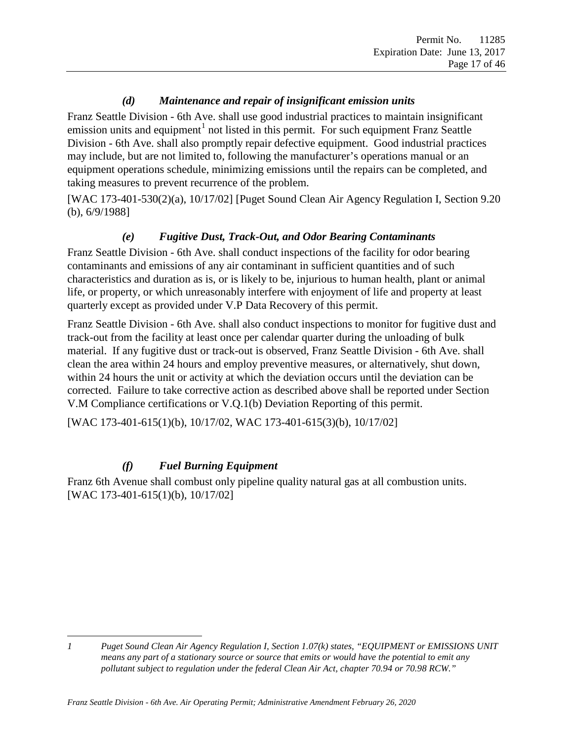### *(d) Maintenance and repair of insignificant emission units*

Franz Seattle Division - 6th Ave. shall use good industrial practices to maintain insignificant emission units and equipment[1] not listed in this permit. For such equipment Franz Seattle Division - 6th Ave. shall also promptly repair defective equipment. Good industrial practices may include, but are not limited to, following the manufacturer's operations manual or an equipment operations schedule, minimizing emissions until the repairs can be completed, and taking measures to prevent recurrence of the problem.

[WAC 173-401-530(2)(a), 10/17/02] [Puget Sound Clean Air Agency Regulation I, Section 9.20 (b), 6/9/1988]

### *(e) Fugitive Dust, Track-Out, and Odor Bearing Contaminants*

Franz Seattle Division - 6th Ave. shall conduct inspections of the facility for odor bearing contaminants and emissions of any air contaminant in sufficient quantities and of such characteristics and duration as is, or is likely to be, injurious to human health, plant or animal life, or property, or which unreasonably interfere with enjoyment of life and property at least quarterly except as provided under V.P Data Recovery of this permit.

Franz Seattle Division - 6th Ave. shall also conduct inspections to monitor for fugitive dust and track-out from the facility at least once per calendar quarter during the unloading of bulk material. If any fugitive dust or track-out is observed, Franz Seattle Division - 6th Ave. shall clean the area within 24 hours and employ preventive measures, or alternatively, shut down, within 24 hours the unit or activity at which the deviation occurs until the deviation can be corrected. Failure to take corrective action as described above shall be reported under Section V.M Compliance certifications or V.Q.1(b) Deviation Reporting of this permit.

[WAC 173-401-615(1)(b), 10/17/02, WAC 173-401-615(3)(b), 10/17/02]

### *(f) Fuel Burning Equipment*

Franz 6th Avenue shall combust only pipeline quality natural gas at all combustion units. [WAC 173-401-615(1)(b), 10/17/02]

---

*1 Puget Sound Clean Air Agency Regulation I, Section 1.07(k) states, "EQUIPMENT or EMISSIONS UNIT means any part of a stationary source or source that emits or would have the potential to emit any pollutant subject to regulation under the federal Clean Air Act, chapter 70.94 or 70.98 RCW."*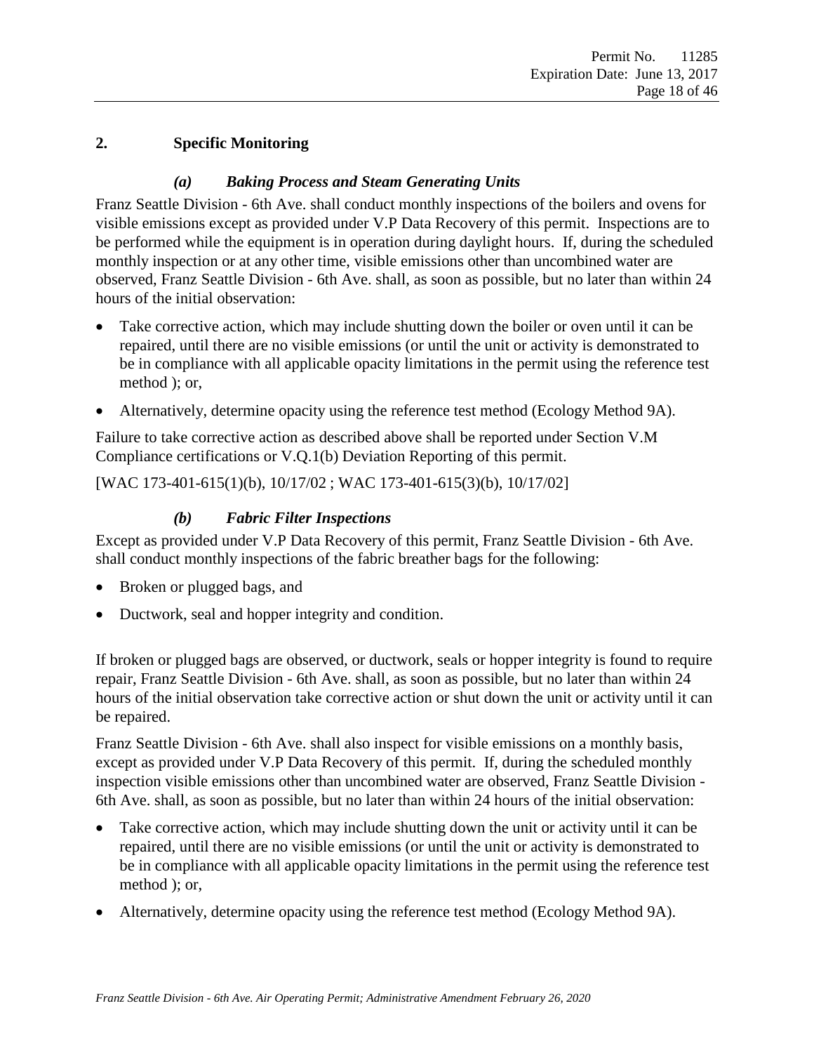## 2. Specific Monitoring

### *(a) Baking Process and Steam Generating Units*

Franz Seattle Division - 6th Ave. shall conduct monthly inspections of the boilers and ovens for visible emissions except as provided under V.P Data Recovery of this permit. Inspections are to be performed while the equipment is in operation during daylight hours. If, during the scheduled monthly inspection or at any other time, visible emissions other than uncombined water are observed, Franz Seattle Division - 6th Ave. shall, as soon as possible, but no later than within 24 hours of the initial observation:

- Take corrective action, which may include shutting down the boiler or oven until it can be repaired, until there are no visible emissions (or until the unit or activity is demonstrated to be in compliance with all applicable opacity limitations in the permit using the reference test method ); or,
- Alternatively, determine opacity using the reference test method (Ecology Method 9A).

Failure to take corrective action as described above shall be reported under Section V.M Compliance certifications or V.Q.1(b) Deviation Reporting of this permit.

[WAC 173-401-615(1)(b), 10/17/02 ; WAC 173-401-615(3)(b), 10/17/02]

### *(b) Fabric Filter Inspections*

Except as provided under V.P Data Recovery of this permit, Franz Seattle Division - 6th Ave. shall conduct monthly inspections of the fabric breather bags for the following:

- Broken or plugged bags, and
- Ductwork, seal and hopper integrity and condition.

If broken or plugged bags are observed, or ductwork, seals or hopper integrity is found to require repair, Franz Seattle Division - 6th Ave. shall, as soon as possible, but no later than within 24 hours of the initial observation take corrective action or shut down the unit or activity until it can be repaired.

Franz Seattle Division - 6th Ave. shall also inspect for visible emissions on a monthly basis, except as provided under V.P Data Recovery of this permit. If, during the scheduled monthly inspection visible emissions other than uncombined water are observed, Franz Seattle Division - 6th Ave. shall, as soon as possible, but no later than within 24 hours of the initial observation:

- Take corrective action, which may include shutting down the unit or activity until it can be repaired, until there are no visible emissions (or until the unit or activity is demonstrated to be in compliance with all applicable opacity limitations in the permit using the reference test method ); or,
- Alternatively, determine opacity using the reference test method (Ecology Method 9A).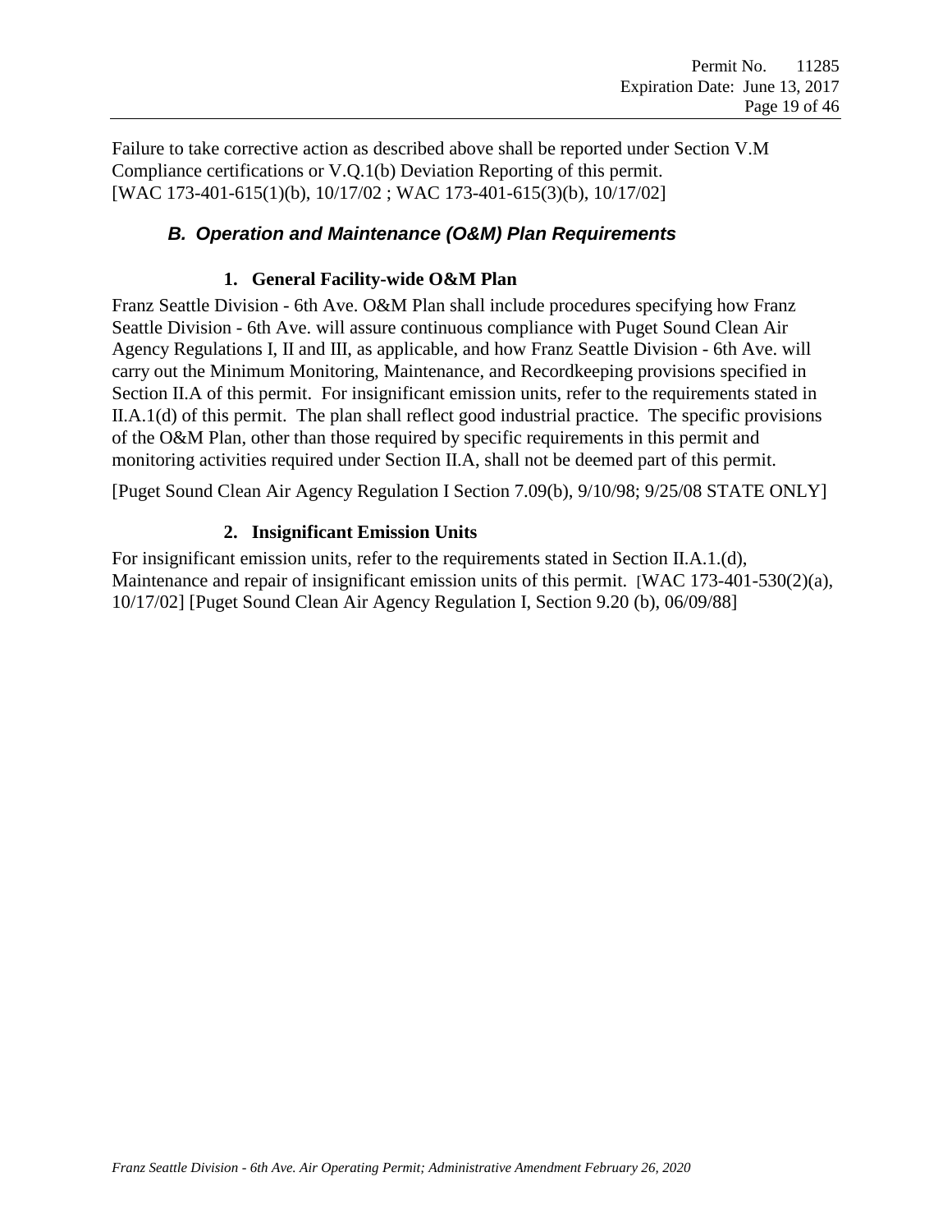Failure to take corrective action as described above shall be reported under Section V.M Compliance certifications or V.Q.1(b) Deviation Reporting of this permit.
[WAC 173-401-615(1)(b), 10/17/02 ; WAC 173-401-615(3)(b), 10/17/02]

## *B. Operation and Maintenance (O&M) Plan Requirements*

### 1. General Facility-wide O&M Plan

Franz Seattle Division - 6th Ave. O&M Plan shall include procedures specifying how Franz Seattle Division - 6th Ave. will assure continuous compliance with Puget Sound Clean Air Agency Regulations I, II and III, as applicable, and how Franz Seattle Division - 6th Ave. will carry out the Minimum Monitoring, Maintenance, and Recordkeeping provisions specified in Section II.A of this permit. For insignificant emission units, refer to the requirements stated in II.A.1(d) of this permit. The plan shall reflect good industrial practice. The specific provisions of the O&M Plan, other than those required by specific requirements in this permit and monitoring activities required under Section II.A, shall not be deemed part of this permit.

[Puget Sound Clean Air Agency Regulation I Section 7.09(b), 9/10/98; 9/25/08 STATE ONLY]

### 2. Insignificant Emission Units

For insignificant emission units, refer to the requirements stated in Section II.A.1.(d), Maintenance and repair of insignificant emission units of this permit. [WAC 173-401-530(2)(a), 10/17/02] [Puget Sound Clean Air Agency Regulation I, Section 9.20 (b), 06/09/88]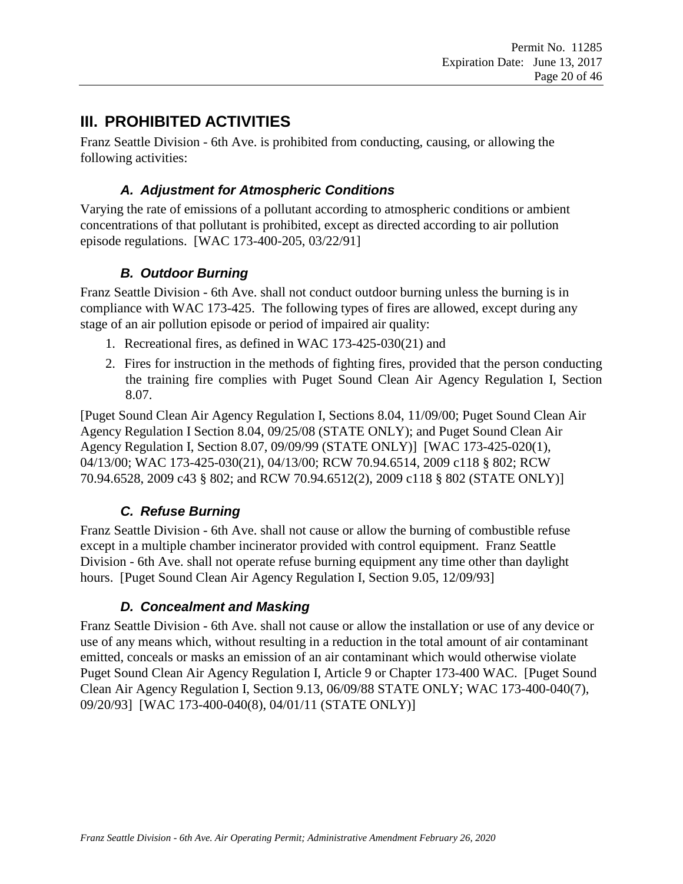## III. PROHIBITED ACTIVITIES

Franz Seattle Division - 6th Ave. is prohibited from conducting, causing, or allowing the following activities:

### *A. Adjustment for Atmospheric Conditions*

Varying the rate of emissions of a pollutant according to atmospheric conditions or ambient concentrations of that pollutant is prohibited, except as directed according to air pollution episode regulations. [WAC 173-400-205, 03/22/91]

### *B. Outdoor Burning*

Franz Seattle Division - 6th Ave. shall not conduct outdoor burning unless the burning is in compliance with WAC 173-425. The following types of fires are allowed, except during any stage of an air pollution episode or period of impaired air quality:

1. Recreational fires, as defined in WAC 173-425-030(21) and
2. Fires for instruction in the methods of fighting fires, provided that the person conducting the training fire complies with Puget Sound Clean Air Agency Regulation I, Section 8.07.

[Puget Sound Clean Air Agency Regulation I, Sections 8.04, 11/09/00; Puget Sound Clean Air Agency Regulation I Section 8.04, 09/25/08 (STATE ONLY); and Puget Sound Clean Air Agency Regulation I, Section 8.07, 09/09/99 (STATE ONLY)] [WAC 173-425-020(1), 04/13/00; WAC 173-425-030(21), 04/13/00; RCW 70.94.6514, 2009 c118 § 802; RCW 70.94.6528, 2009 c43 § 802; and RCW 70.94.6512(2), 2009 c118 § 802 (STATE ONLY)]

### *C. Refuse Burning*

Franz Seattle Division - 6th Ave. shall not cause or allow the burning of combustible refuse except in a multiple chamber incinerator provided with control equipment. Franz Seattle Division - 6th Ave. shall not operate refuse burning equipment any time other than daylight hours. [Puget Sound Clean Air Agency Regulation I, Section 9.05, 12/09/93]

### *D. Concealment and Masking*

Franz Seattle Division - 6th Ave. shall not cause or allow the installation or use of any device or use of any means which, without resulting in a reduction in the total amount of air contaminant emitted, conceals or masks an emission of an air contaminant which would otherwise violate Puget Sound Clean Air Agency Regulation I, Article 9 or Chapter 173-400 WAC. [Puget Sound Clean Air Agency Regulation I, Section 9.13, 06/09/88 STATE ONLY; WAC 173-400-040(7), 09/20/93] [WAC 173-400-040(8), 04/01/11 (STATE ONLY)]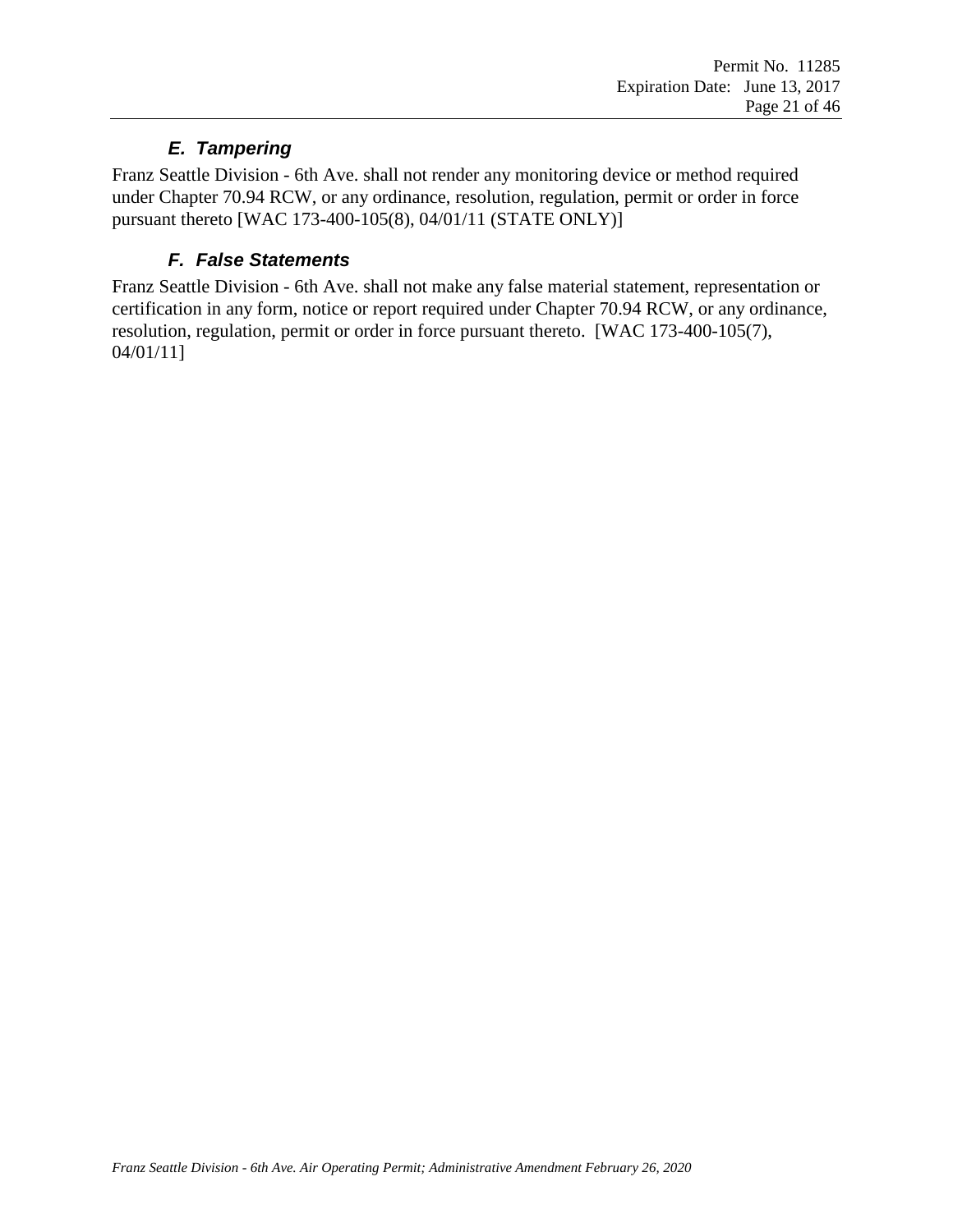### *E. Tampering*

Franz Seattle Division - 6th Ave. shall not render any monitoring device or method required under Chapter 70.94 RCW, or any ordinance, resolution, regulation, permit or order in force pursuant thereto [WAC 173-400-105(8), 04/01/11 (STATE ONLY)]

### *F. False Statements*

Franz Seattle Division - 6th Ave. shall not make any false material statement, representation or certification in any form, notice or report required under Chapter 70.94 RCW, or any ordinance, resolution, regulation, permit or order in force pursuant thereto. [WAC 173-400-105(7), 04/01/11]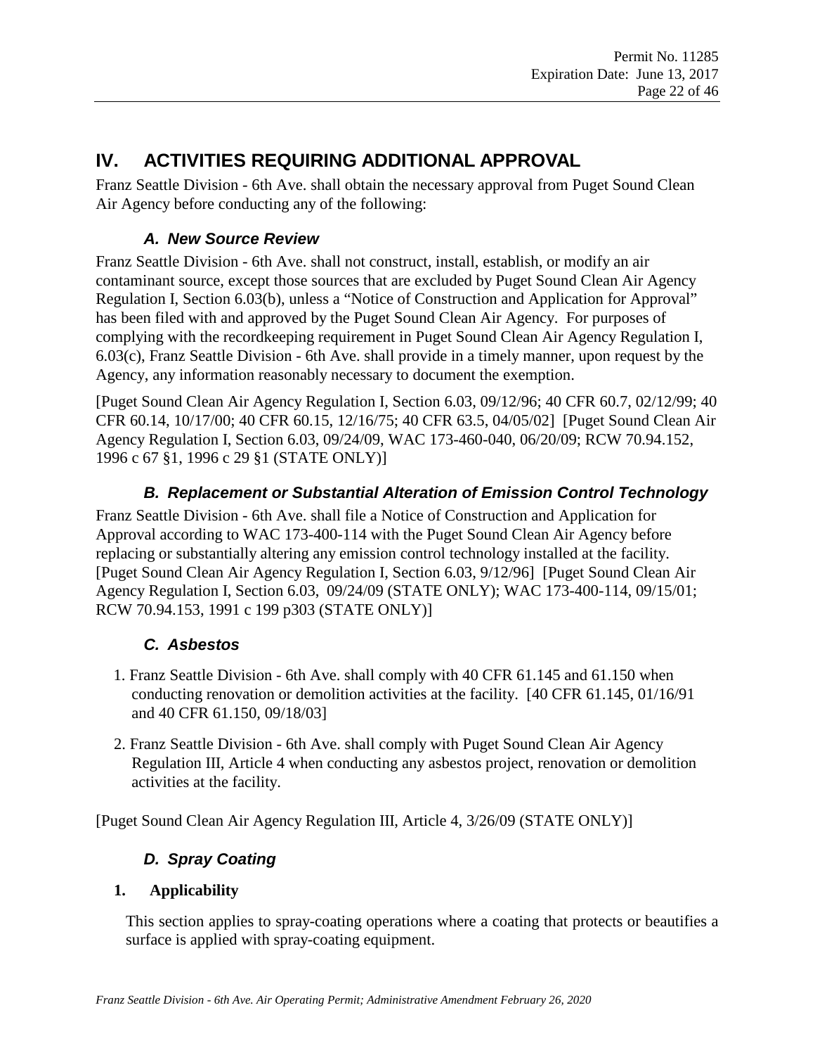# IV. ACTIVITIES REQUIRING ADDITIONAL APPROVAL

Franz Seattle Division - 6th Ave. shall obtain the necessary approval from Puget Sound Clean Air Agency before conducting any of the following:

### *A. New Source Review*

Franz Seattle Division - 6th Ave. shall not construct, install, establish, or modify an air contaminant source, except those sources that are excluded by Puget Sound Clean Air Agency Regulation I, Section 6.03(b), unless a "Notice of Construction and Application for Approval" has been filed with and approved by the Puget Sound Clean Air Agency. For purposes of complying with the recordkeeping requirement in Puget Sound Clean Air Agency Regulation I, 6.03(c), Franz Seattle Division - 6th Ave. shall provide in a timely manner, upon request by the Agency, any information reasonably necessary to document the exemption.

[Puget Sound Clean Air Agency Regulation I, Section 6.03, 09/12/96; 40 CFR 60.7, 02/12/99; 40 CFR 60.14, 10/17/00; 40 CFR 60.15, 12/16/75; 40 CFR 63.5, 04/05/02] [Puget Sound Clean Air Agency Regulation I, Section 6.03, 09/24/09, WAC 173-460-040, 06/20/09; RCW 70.94.152, 1996 c 67 §1, 1996 c 29 §1 (STATE ONLY)]

### *B. Replacement or Substantial Alteration of Emission Control Technology*

Franz Seattle Division - 6th Ave. shall file a Notice of Construction and Application for Approval according to WAC 173-400-114 with the Puget Sound Clean Air Agency before replacing or substantially altering any emission control technology installed at the facility. [Puget Sound Clean Air Agency Regulation I, Section 6.03, 9/12/96] [Puget Sound Clean Air Agency Regulation I, Section 6.03, 09/24/09 (STATE ONLY); WAC 173-400-114, 09/15/01; RCW 70.94.153, 1991 c 199 p303 (STATE ONLY)]

### *C. Asbestos*

1. Franz Seattle Division - 6th Ave. shall comply with 40 CFR 61.145 and 61.150 when conducting renovation or demolition activities at the facility. [40 CFR 61.145, 01/16/91 and 40 CFR 61.150, 09/18/03]

2. Franz Seattle Division - 6th Ave. shall comply with Puget Sound Clean Air Agency Regulation III, Article 4 when conducting any asbestos project, renovation or demolition activities at the facility.

[Puget Sound Clean Air Agency Regulation III, Article 4, 3/26/09 (STATE ONLY)]

### *D. Spray Coating*

**1. Applicability**

This section applies to spray-coating operations where a coating that protects or beautifies a surface is applied with spray-coating equipment.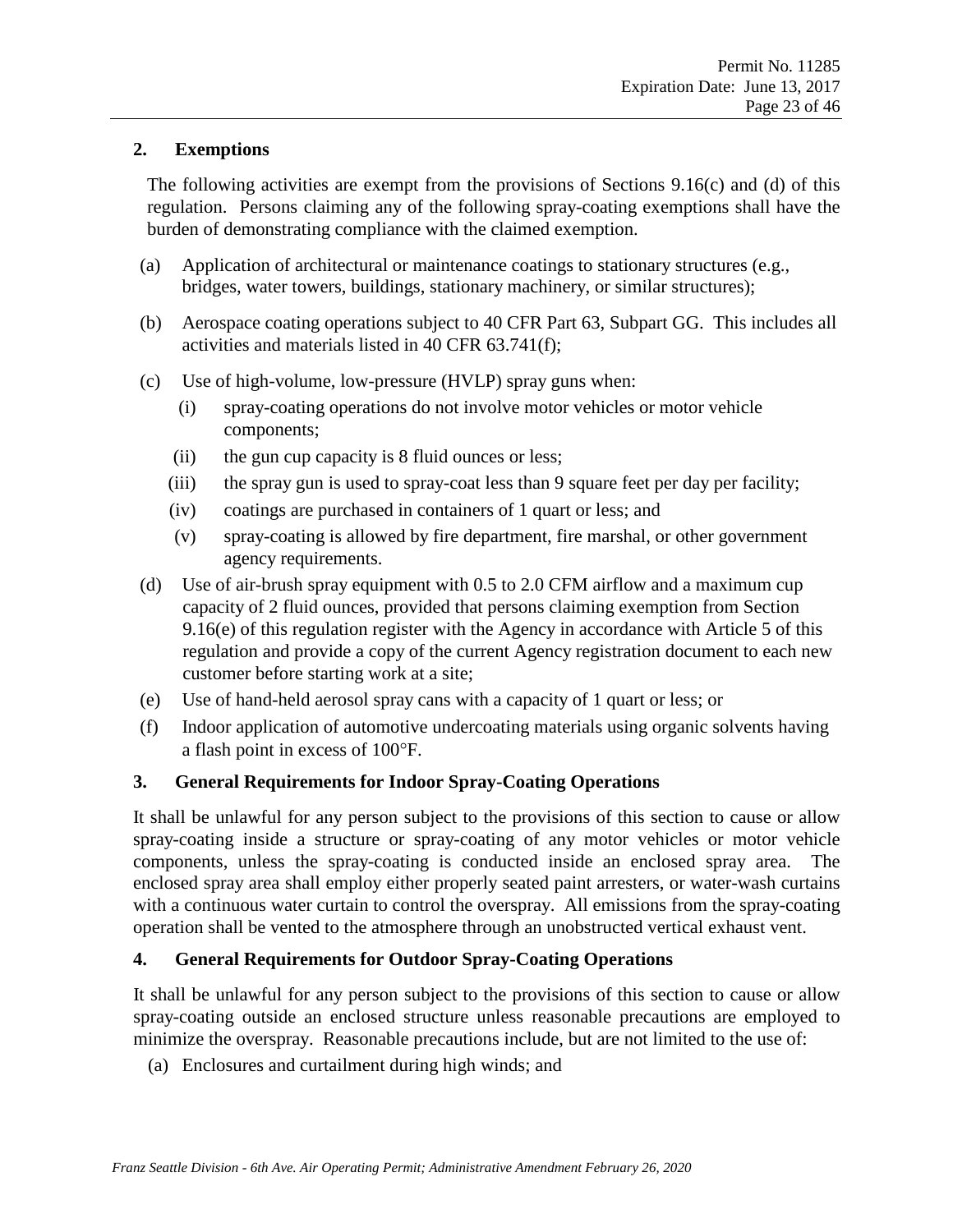### 2. Exemptions

The following activities are exempt from the provisions of Sections 9.16(c) and (d) of this regulation. Persons claiming any of the following spray-coating exemptions shall have the burden of demonstrating compliance with the claimed exemption.

(a) Application of architectural or maintenance coatings to stationary structures (e.g., bridges, water towers, buildings, stationary machinery, or similar structures);

(b) Aerospace coating operations subject to 40 CFR Part 63, Subpart GG. This includes all activities and materials listed in 40 CFR 63.741(f);

(c) Use of high-volume, low-pressure (HVLP) spray guns when:

- (i) spray-coating operations do not involve motor vehicles or motor vehicle components;
- (ii) the gun cup capacity is 8 fluid ounces or less;
- (iii) the spray gun is used to spray-coat less than 9 square feet per day per facility;
- (iv) coatings are purchased in containers of 1 quart or less; and
- (v) spray-coating is allowed by fire department, fire marshal, or other government agency requirements.

(d) Use of air-brush spray equipment with 0.5 to 2.0 CFM airflow and a maximum cup capacity of 2 fluid ounces, provided that persons claiming exemption from Section 9.16(e) of this regulation register with the Agency in accordance with Article 5 of this regulation and provide a copy of the current Agency registration document to each new customer before starting work at a site;

(e) Use of hand-held aerosol spray cans with a capacity of 1 quart or less; or

(f) Indoor application of automotive undercoating materials using organic solvents having a flash point in excess of 100°F.

### 3. General Requirements for Indoor Spray-Coating Operations

It shall be unlawful for any person subject to the provisions of this section to cause or allow spray-coating inside a structure or spray-coating of any motor vehicles or motor vehicle components, unless the spray-coating is conducted inside an enclosed spray area. The enclosed spray area shall employ either properly seated paint arresters, or water-wash curtains with a continuous water curtain to control the overspray. All emissions from the spray-coating operation shall be vented to the atmosphere through an unobstructed vertical exhaust vent.

### 4. General Requirements for Outdoor Spray-Coating Operations

It shall be unlawful for any person subject to the provisions of this section to cause or allow spray-coating outside an enclosed structure unless reasonable precautions are employed to minimize the overspray. Reasonable precautions include, but are not limited to the use of:

(a) Enclosures and curtailment during high winds; and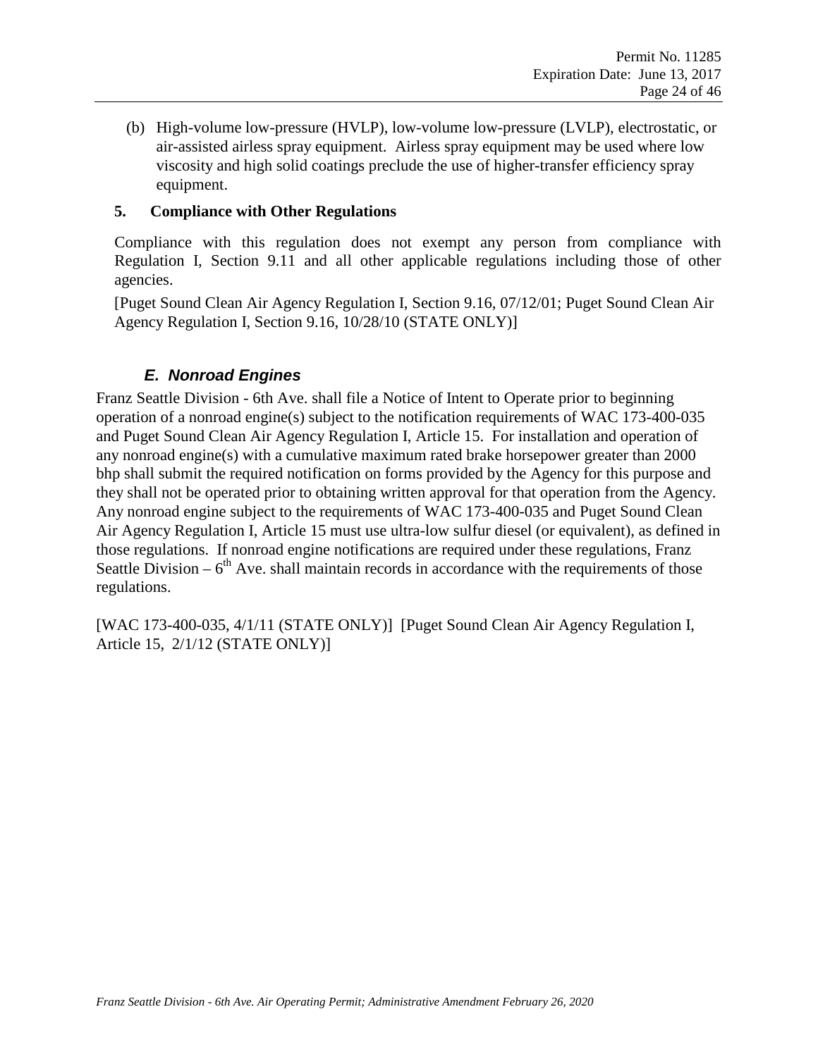(b) High-volume low-pressure (HVLP), low-volume low-pressure (LVLP), electrostatic, or air-assisted airless spray equipment. Airless spray equipment may be used where low viscosity and high solid coatings preclude the use of higher-transfer efficiency spray equipment.

**5. Compliance with Other Regulations**

Compliance with this regulation does not exempt any person from compliance with Regulation I, Section 9.11 and all other applicable regulations including those of other agencies.

[Puget Sound Clean Air Agency Regulation I, Section 9.16, 07/12/01; Puget Sound Clean Air Agency Regulation I, Section 9.16, 10/28/10 (STATE ONLY)]

### *E. Nonroad Engines*

Franz Seattle Division - 6th Ave. shall file a Notice of Intent to Operate prior to beginning operation of a nonroad engine(s) subject to the notification requirements of WAC 173-400-035 and Puget Sound Clean Air Agency Regulation I, Article 15. For installation and operation of any nonroad engine(s) with a cumulative maximum rated brake horsepower greater than 2000 bhp shall submit the required notification on forms provided by the Agency for this purpose and they shall not be operated prior to obtaining written approval for that operation from the Agency. Any nonroad engine subject to the requirements of WAC 173-400-035 and Puget Sound Clean Air Agency Regulation I, Article 15 must use ultra-low sulfur diesel (or equivalent), as defined in those regulations. If nonroad engine notifications are required under these regulations, Franz Seattle Division – 6th Ave. shall maintain records in accordance with the requirements of those regulations.

[WAC 173-400-035, 4/1/11 (STATE ONLY)] [Puget Sound Clean Air Agency Regulation I, Article 15, 2/1/12 (STATE ONLY)]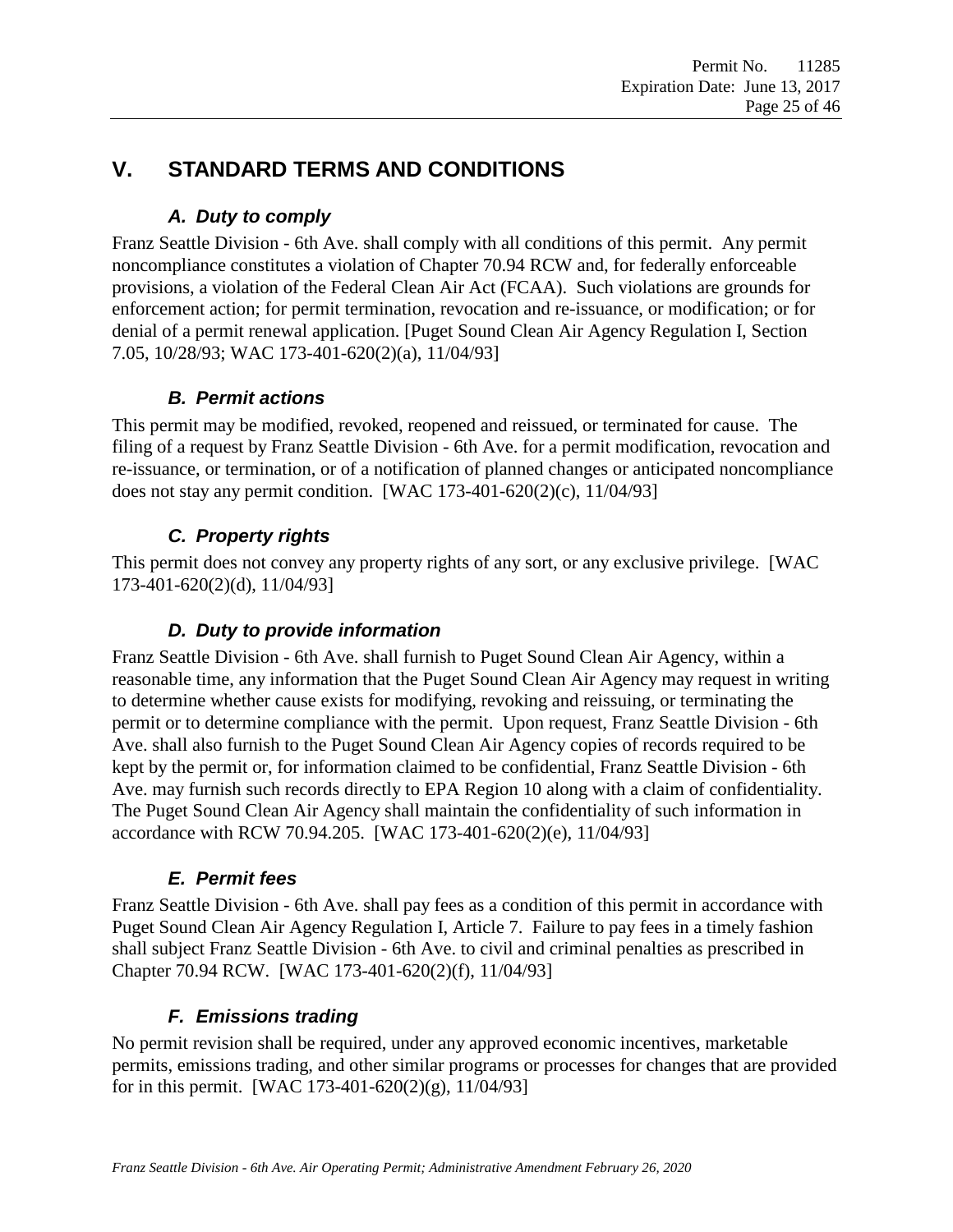# V. STANDARD TERMS AND CONDITIONS

### *A. Duty to comply*

Franz Seattle Division - 6th Ave. shall comply with all conditions of this permit. Any permit noncompliance constitutes a violation of Chapter 70.94 RCW and, for federally enforceable provisions, a violation of the Federal Clean Air Act (FCAA). Such violations are grounds for enforcement action; for permit termination, revocation and re-issuance, or modification; or for denial of a permit renewal application. [Puget Sound Clean Air Agency Regulation I, Section 7.05, 10/28/93; WAC 173-401-620(2)(a), 11/04/93]

### *B. Permit actions*

This permit may be modified, revoked, reopened and reissued, or terminated for cause. The filing of a request by Franz Seattle Division - 6th Ave. for a permit modification, revocation and re-issuance, or termination, or of a notification of planned changes or anticipated noncompliance does not stay any permit condition. [WAC 173-401-620(2)(c), 11/04/93]

### *C. Property rights*

This permit does not convey any property rights of any sort, or any exclusive privilege. [WAC 173-401-620(2)(d), 11/04/93]

### *D. Duty to provide information*

Franz Seattle Division - 6th Ave. shall furnish to Puget Sound Clean Air Agency, within a reasonable time, any information that the Puget Sound Clean Air Agency may request in writing to determine whether cause exists for modifying, revoking and reissuing, or terminating the permit or to determine compliance with the permit. Upon request, Franz Seattle Division - 6th Ave. shall also furnish to the Puget Sound Clean Air Agency copies of records required to be kept by the permit or, for information claimed to be confidential, Franz Seattle Division - 6th Ave. may furnish such records directly to EPA Region 10 along with a claim of confidentiality. The Puget Sound Clean Air Agency shall maintain the confidentiality of such information in accordance with RCW 70.94.205. [WAC 173-401-620(2)(e), 11/04/93]

### *E. Permit fees*

Franz Seattle Division - 6th Ave. shall pay fees as a condition of this permit in accordance with Puget Sound Clean Air Agency Regulation I, Article 7. Failure to pay fees in a timely fashion shall subject Franz Seattle Division - 6th Ave. to civil and criminal penalties as prescribed in Chapter 70.94 RCW. [WAC 173-401-620(2)(f), 11/04/93]

### *F. Emissions trading*

No permit revision shall be required, under any approved economic incentives, marketable permits, emissions trading, and other similar programs or processes for changes that are provided for in this permit. [WAC 173-401-620(2)(g), 11/04/93]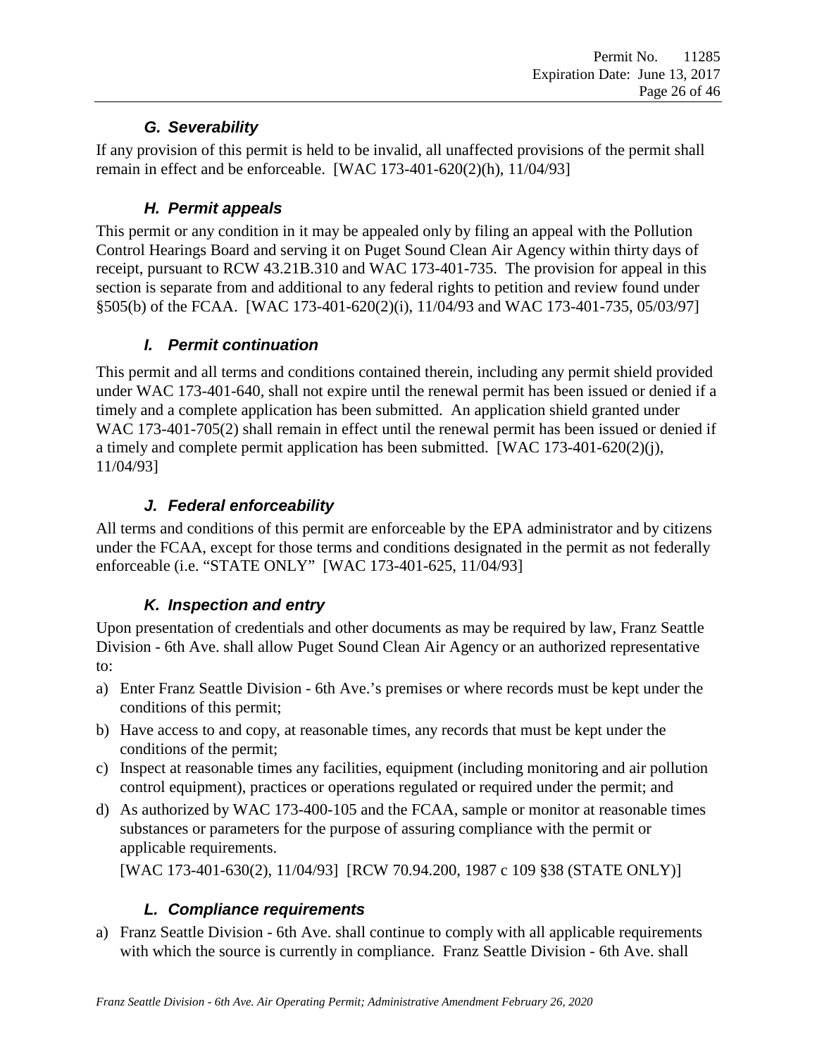### *G. Severability*

If any provision of this permit is held to be invalid, all unaffected provisions of the permit shall remain in effect and be enforceable. [WAC 173-401-620(2)(h), 11/04/93]

### *H. Permit appeals*

This permit or any condition in it may be appealed only by filing an appeal with the Pollution Control Hearings Board and serving it on Puget Sound Clean Air Agency within thirty days of receipt, pursuant to RCW 43.21B.310 and WAC 173-401-735. The provision for appeal in this section is separate from and additional to any federal rights to petition and review found under §505(b) of the FCAA. [WAC 173-401-620(2)(i), 11/04/93 and WAC 173-401-735, 05/03/97]

### *I. Permit continuation*

This permit and all terms and conditions contained therein, including any permit shield provided under WAC 173-401-640, shall not expire until the renewal permit has been issued or denied if a timely and a complete application has been submitted. An application shield granted under WAC 173-401-705(2) shall remain in effect until the renewal permit has been issued or denied if a timely and complete permit application has been submitted. [WAC 173-401-620(2)(j), 11/04/93]

### *J. Federal enforceability*

All terms and conditions of this permit are enforceable by the EPA administrator and by citizens under the FCAA, except for those terms and conditions designated in the permit as not federally enforceable (i.e. "STATE ONLY" [WAC 173-401-625, 11/04/93]

### *K. Inspection and entry*

Upon presentation of credentials and other documents as may be required by law, Franz Seattle Division - 6th Ave. shall allow Puget Sound Clean Air Agency or an authorized representative to:

a) Enter Franz Seattle Division - 6th Ave.'s premises or where records must be kept under the conditions of this permit;
b) Have access to and copy, at reasonable times, any records that must be kept under the conditions of the permit;
c) Inspect at reasonable times any facilities, equipment (including monitoring and air pollution control equipment), practices or operations regulated or required under the permit; and
d) As authorized by WAC 173-400-105 and the FCAA, sample or monitor at reasonable times substances or parameters for the purpose of assuring compliance with the permit or applicable requirements.

   [WAC 173-401-630(2), 11/04/93] [RCW 70.94.200, 1987 c 109 §38 (STATE ONLY)]

### *L. Compliance requirements*

a) Franz Seattle Division - 6th Ave. shall continue to comply with all applicable requirements with which the source is currently in compliance. Franz Seattle Division - 6th Ave. shall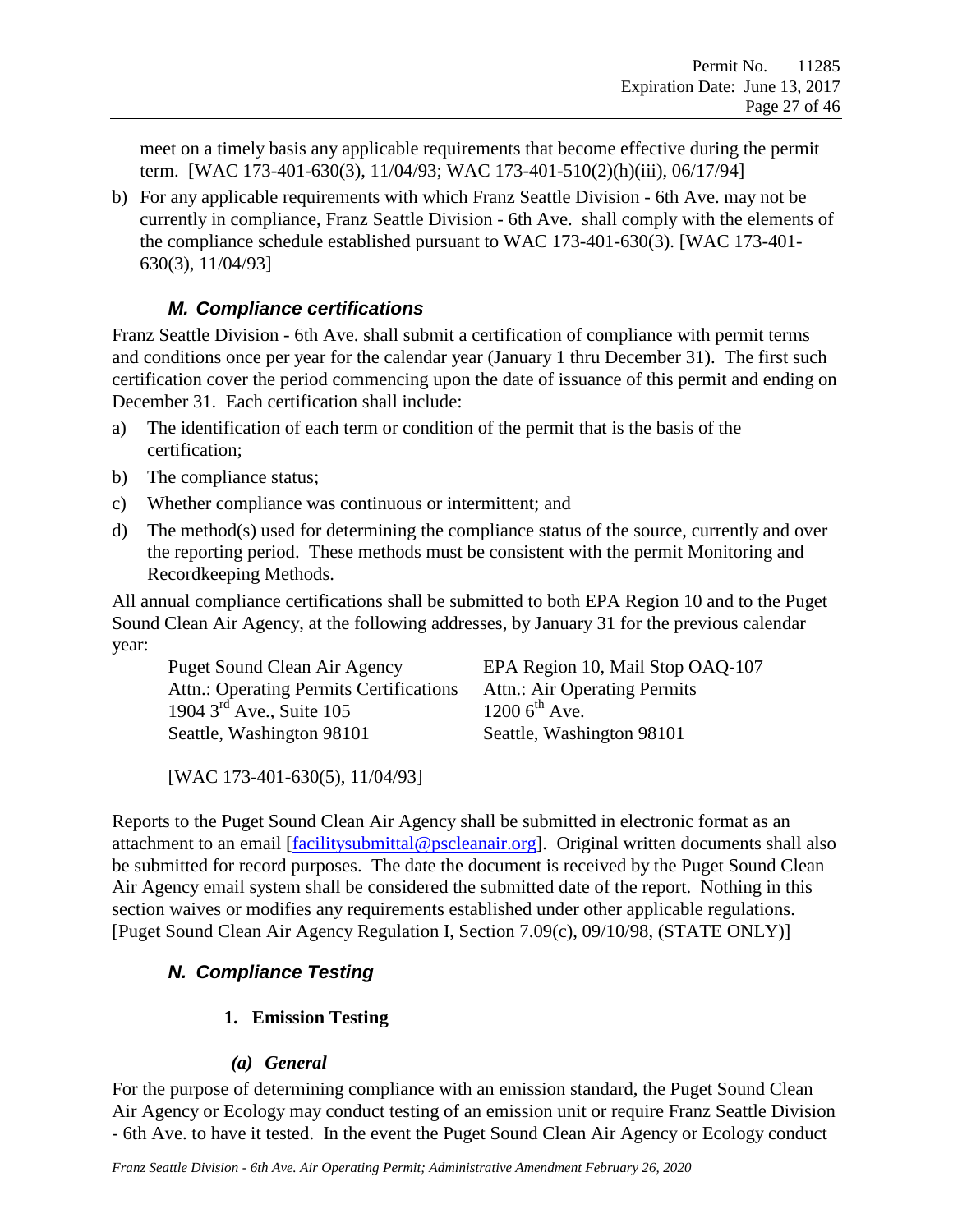meet on a timely basis any applicable requirements that become effective during the permit term. [WAC 173-401-630(3), 11/04/93; WAC 173-401-510(2)(h)(iii), 06/17/94]

b) For any applicable requirements with which Franz Seattle Division - 6th Ave. may not be currently in compliance, Franz Seattle Division - 6th Ave. shall comply with the elements of the compliance schedule established pursuant to WAC 173-401-630(3). [WAC 173-401-630(3), 11/04/93]

### *M. Compliance certifications*

Franz Seattle Division - 6th Ave. shall submit a certification of compliance with permit terms and conditions once per year for the calendar year (January 1 thru December 31). The first such certification cover the period commencing upon the date of issuance of this permit and ending on December 31. Each certification shall include:

a) The identification of each term or condition of the permit that is the basis of the certification;

b) The compliance status;

c) Whether compliance was continuous or intermittent; and

d) The method(s) used for determining the compliance status of the source, currently and over the reporting period. These methods must be consistent with the permit Monitoring and Recordkeeping Methods.

All annual compliance certifications shall be submitted to both EPA Region 10 and to the Puget Sound Clean Air Agency, at the following addresses, by January 31 for the previous calendar year:

Puget Sound Clean Air Agency
Attn.: Operating Permits Certifications
1904 3rd Ave., Suite 105
Seattle, Washington 98101

EPA Region 10, Mail Stop OAQ-107
Attn.: Air Operating Permits
1200 6th Ave.
Seattle, Washington 98101

[WAC 173-401-630(5), 11/04/93]

Reports to the Puget Sound Clean Air Agency shall be submitted in electronic format as an attachment to an email [facilitysubmittal@pscleanair.org]. Original written documents shall also be submitted for record purposes. The date the document is received by the Puget Sound Clean Air Agency email system shall be considered the submitted date of the report. Nothing in this section waives or modifies any requirements established under other applicable regulations. [Puget Sound Clean Air Agency Regulation I, Section 7.09(c), 09/10/98, (STATE ONLY)]

### *N. Compliance Testing*

#### 1. Emission Testing

##### *(a) General*

For the purpose of determining compliance with an emission standard, the Puget Sound Clean Air Agency or Ecology may conduct testing of an emission unit or require Franz Seattle Division - 6th Ave. to have it tested. In the event the Puget Sound Clean Air Agency or Ecology conduct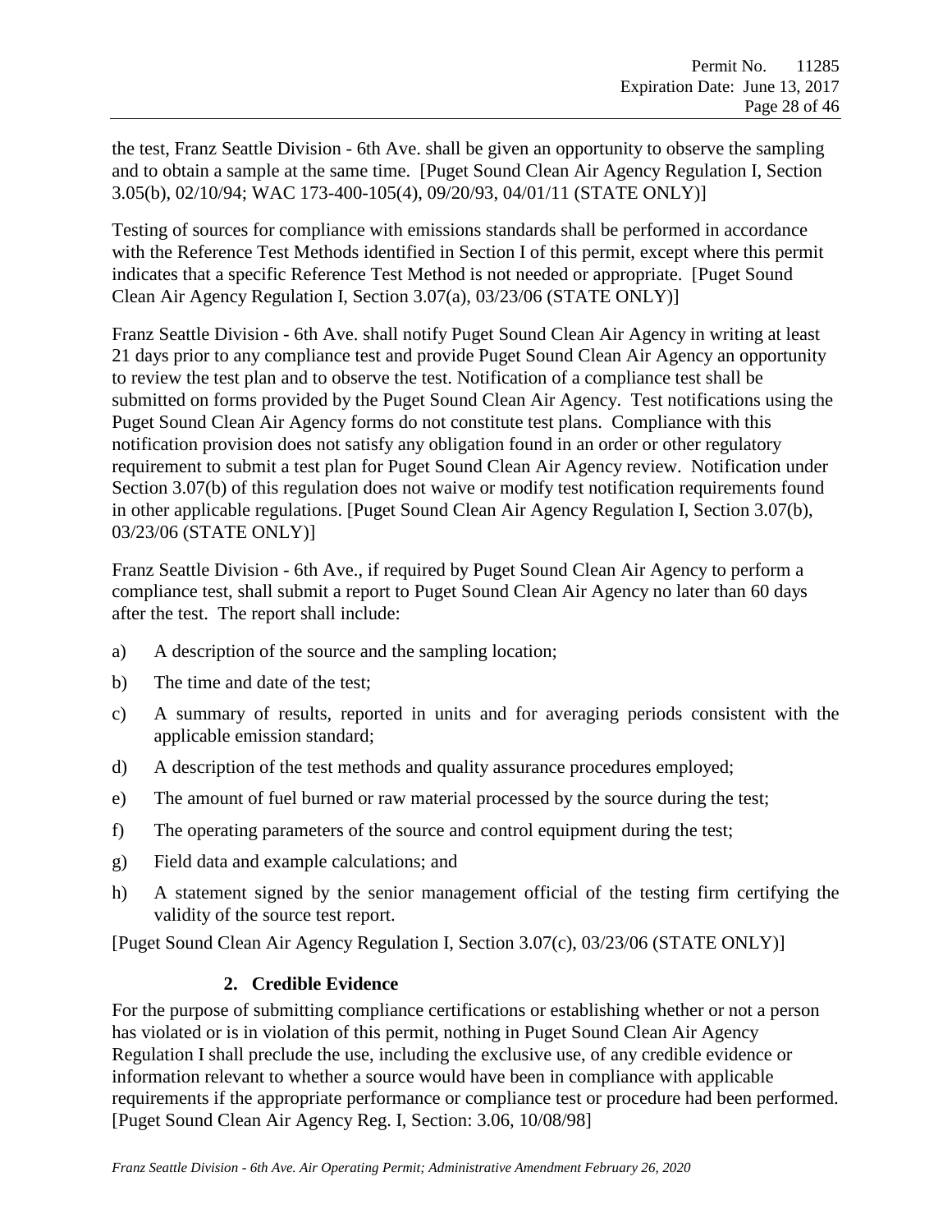the test, Franz Seattle Division - 6th Ave. shall be given an opportunity to observe the sampling and to obtain a sample at the same time. [Puget Sound Clean Air Agency Regulation I, Section 3.05(b), 02/10/94; WAC 173-400-105(4), 09/20/93, 04/01/11 (STATE ONLY)]

Testing of sources for compliance with emissions standards shall be performed in accordance with the Reference Test Methods identified in Section I of this permit, except where this permit indicates that a specific Reference Test Method is not needed or appropriate. [Puget Sound Clean Air Agency Regulation I, Section 3.07(a), 03/23/06 (STATE ONLY)]

Franz Seattle Division - 6th Ave. shall notify Puget Sound Clean Air Agency in writing at least 21 days prior to any compliance test and provide Puget Sound Clean Air Agency an opportunity to review the test plan and to observe the test. Notification of a compliance test shall be submitted on forms provided by the Puget Sound Clean Air Agency. Test notifications using the Puget Sound Clean Air Agency forms do not constitute test plans. Compliance with this notification provision does not satisfy any obligation found in an order or other regulatory requirement to submit a test plan for Puget Sound Clean Air Agency review. Notification under Section 3.07(b) of this regulation does not waive or modify test notification requirements found in other applicable regulations. [Puget Sound Clean Air Agency Regulation I, Section 3.07(b), 03/23/06 (STATE ONLY)]

Franz Seattle Division - 6th Ave., if required by Puget Sound Clean Air Agency to perform a compliance test, shall submit a report to Puget Sound Clean Air Agency no later than 60 days after the test. The report shall include:

a) A description of the source and the sampling location;
b) The time and date of the test;
c) A summary of results, reported in units and for averaging periods consistent with the applicable emission standard;
d) A description of the test methods and quality assurance procedures employed;
e) The amount of fuel burned or raw material processed by the source during the test;
f) The operating parameters of the source and control equipment during the test;
g) Field data and example calculations; and
h) A statement signed by the senior management official of the testing firm certifying the validity of the source test report.

[Puget Sound Clean Air Agency Regulation I, Section 3.07(c), 03/23/06 (STATE ONLY)]

### 2. Credible Evidence

For the purpose of submitting compliance certifications or establishing whether or not a person has violated or is in violation of this permit, nothing in Puget Sound Clean Air Agency Regulation I shall preclude the use, including the exclusive use, of any credible evidence or information relevant to whether a source would have been in compliance with applicable requirements if the appropriate performance or compliance test or procedure had been performed. [Puget Sound Clean Air Agency Reg. I, Section: 3.06, 10/08/98]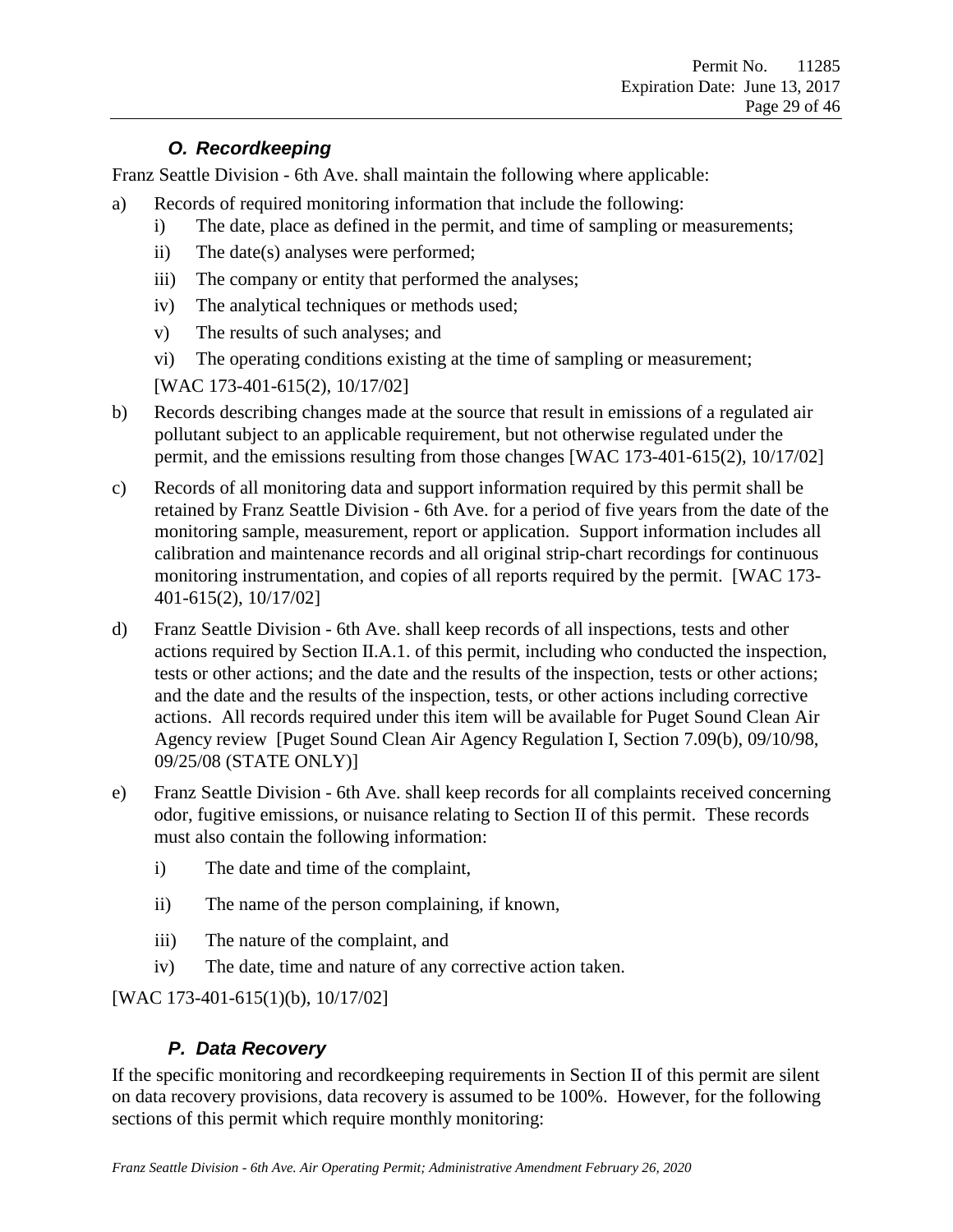### *O. Recordkeeping*

Franz Seattle Division - 6th Ave. shall maintain the following where applicable:

a) Records of required monitoring information that include the following:
   - i) The date, place as defined in the permit, and time of sampling or measurements;
   - ii) The date(s) analyses were performed;
   - iii) The company or entity that performed the analyses;
   - iv) The analytical techniques or methods used;
   - v) The results of such analyses; and
   - vi) The operating conditions existing at the time of sampling or measurement;

   [WAC 173-401-615(2), 10/17/02]

b) Records describing changes made at the source that result in emissions of a regulated air pollutant subject to an applicable requirement, but not otherwise regulated under the permit, and the emissions resulting from those changes [WAC 173-401-615(2), 10/17/02]

c) Records of all monitoring data and support information required by this permit shall be retained by Franz Seattle Division - 6th Ave. for a period of five years from the date of the monitoring sample, measurement, report or application. Support information includes all calibration and maintenance records and all original strip-chart recordings for continuous monitoring instrumentation, and copies of all reports required by the permit. [WAC 173-401-615(2), 10/17/02]

d) Franz Seattle Division - 6th Ave. shall keep records of all inspections, tests and other actions required by Section II.A.1. of this permit, including who conducted the inspection, tests or other actions; and the date and the results of the inspection, tests or other actions; and the date and the results of the inspection, tests, or other actions including corrective actions. All records required under this item will be available for Puget Sound Clean Air Agency review [Puget Sound Clean Air Agency Regulation I, Section 7.09(b), 09/10/98, 09/25/08 (STATE ONLY)]

e) Franz Seattle Division - 6th Ave. shall keep records for all complaints received concerning odor, fugitive emissions, or nuisance relating to Section II of this permit. These records must also contain the following information:
   - i) The date and time of the complaint,
   - ii) The name of the person complaining, if known,
   - iii) The nature of the complaint, and
   - iv) The date, time and nature of any corrective action taken.

[WAC 173-401-615(1)(b), 10/17/02]

### *P. Data Recovery*

If the specific monitoring and recordkeeping requirements in Section II of this permit are silent on data recovery provisions, data recovery is assumed to be 100%. However, for the following sections of this permit which require monthly monitoring: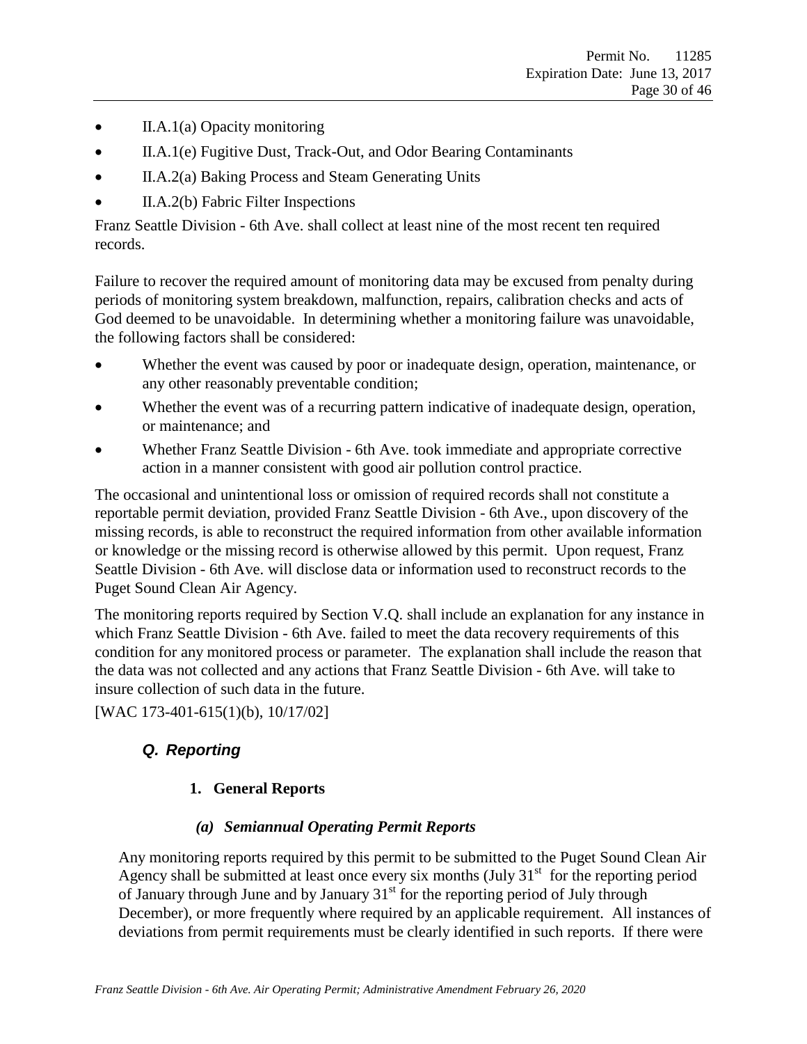- II.A.1(a) Opacity monitoring
- II.A.1(e) Fugitive Dust, Track-Out, and Odor Bearing Contaminants
- II.A.2(a) Baking Process and Steam Generating Units
- II.A.2(b) Fabric Filter Inspections

Franz Seattle Division - 6th Ave. shall collect at least nine of the most recent ten required records.

Failure to recover the required amount of monitoring data may be excused from penalty during periods of monitoring system breakdown, malfunction, repairs, calibration checks and acts of God deemed to be unavoidable. In determining whether a monitoring failure was unavoidable, the following factors shall be considered:

- Whether the event was caused by poor or inadequate design, operation, maintenance, or any other reasonably preventable condition;
- Whether the event was of a recurring pattern indicative of inadequate design, operation, or maintenance; and
- Whether Franz Seattle Division - 6th Ave. took immediate and appropriate corrective action in a manner consistent with good air pollution control practice.

The occasional and unintentional loss or omission of required records shall not constitute a reportable permit deviation, provided Franz Seattle Division - 6th Ave., upon discovery of the missing records, is able to reconstruct the required information from other available information or knowledge or the missing record is otherwise allowed by this permit. Upon request, Franz Seattle Division - 6th Ave. will disclose data or information used to reconstruct records to the Puget Sound Clean Air Agency.

The monitoring reports required by Section V.Q. shall include an explanation for any instance in which Franz Seattle Division - 6th Ave. failed to meet the data recovery requirements of this condition for any monitored process or parameter. The explanation shall include the reason that the data was not collected and any actions that Franz Seattle Division - 6th Ave. will take to insure collection of such data in the future.

[WAC 173-401-615(1)(b), 10/17/02]

## *Q. Reporting*

### 1. General Reports

#### *(a) Semiannual Operating Permit Reports*

Any monitoring reports required by this permit to be submitted to the Puget Sound Clean Air Agency shall be submitted at least once every six months (July 31st for the reporting period of January through June and by January 31st for the reporting period of July through December), or more frequently where required by an applicable requirement. All instances of deviations from permit requirements must be clearly identified in such reports. If there were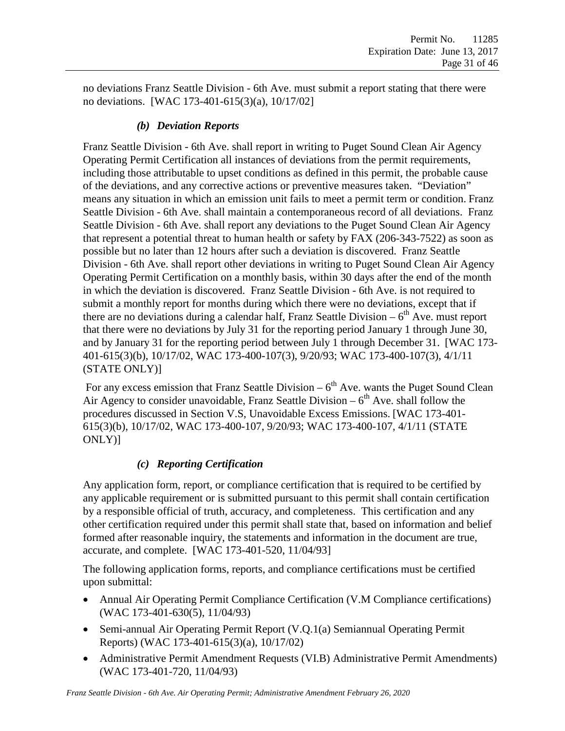no deviations Franz Seattle Division - 6th Ave. must submit a report stating that there were no deviations. [WAC 173-401-615(3)(a), 10/17/02]

#### *(b) Deviation Reports*

Franz Seattle Division - 6th Ave. shall report in writing to Puget Sound Clean Air Agency Operating Permit Certification all instances of deviations from the permit requirements, including those attributable to upset conditions as defined in this permit, the probable cause of the deviations, and any corrective actions or preventive measures taken. "Deviation" means any situation in which an emission unit fails to meet a permit term or condition. Franz Seattle Division - 6th Ave. shall maintain a contemporaneous record of all deviations. Franz Seattle Division - 6th Ave. shall report any deviations to the Puget Sound Clean Air Agency that represent a potential threat to human health or safety by FAX (206-343-7522) as soon as possible but no later than 12 hours after such a deviation is discovered. Franz Seattle Division - 6th Ave. shall report other deviations in writing to Puget Sound Clean Air Agency Operating Permit Certification on a monthly basis, within 30 days after the end of the month in which the deviation is discovered. Franz Seattle Division - 6th Ave. is not required to submit a monthly report for months during which there were no deviations, except that if there are no deviations during a calendar half, Franz Seattle Division – 6th Ave. must report that there were no deviations by July 31 for the reporting period January 1 through June 30, and by January 31 for the reporting period between July 1 through December 31. [WAC 173-401-615(3)(b), 10/17/02, WAC 173-400-107(3), 9/20/93; WAC 173-400-107(3), 4/1/11 (STATE ONLY)]

For any excess emission that Franz Seattle Division – 6th Ave. wants the Puget Sound Clean Air Agency to consider unavoidable, Franz Seattle Division – 6th Ave. shall follow the procedures discussed in Section V.S, Unavoidable Excess Emissions. [WAC 173-401-615(3)(b), 10/17/02, WAC 173-400-107, 9/20/93; WAC 173-400-107, 4/1/11 (STATE ONLY)]

#### *(c) Reporting Certification*

Any application form, report, or compliance certification that is required to be certified by any applicable requirement or is submitted pursuant to this permit shall contain certification by a responsible official of truth, accuracy, and completeness. This certification and any other certification required under this permit shall state that, based on information and belief formed after reasonable inquiry, the statements and information in the document are true, accurate, and complete. [WAC 173-401-520, 11/04/93]

The following application forms, reports, and compliance certifications must be certified upon submittal:

- Annual Air Operating Permit Compliance Certification (V.M Compliance certifications) (WAC 173-401-630(5), 11/04/93)
- Semi-annual Air Operating Permit Report (V.Q.1(a) Semiannual Operating Permit Reports) (WAC 173-401-615(3)(a), 10/17/02)
- Administrative Permit Amendment Requests (VI.B) Administrative Permit Amendments) (WAC 173-401-720, 11/04/93)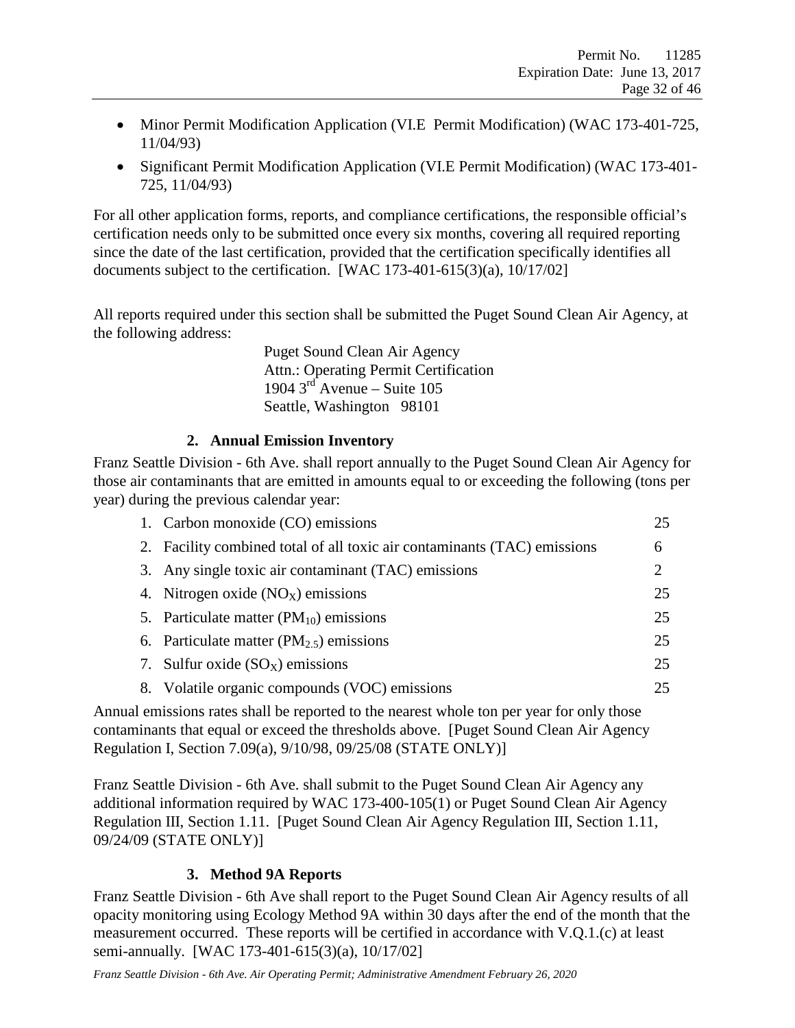- Minor Permit Modification Application (VI.E Permit Modification) (WAC 173-401-725, 11/04/93)
- Significant Permit Modification Application (VI.E Permit Modification) (WAC 173-401-725, 11/04/93)

For all other application forms, reports, and compliance certifications, the responsible official's certification needs only to be submitted once every six months, covering all required reporting since the date of the last certification, provided that the certification specifically identifies all documents subject to the certification. [WAC 173-401-615(3)(a), 10/17/02]

All reports required under this section shall be submitted the Puget Sound Clean Air Agency, at the following address:

> Puget Sound Clean Air Agency
> Attn.: Operating Permit Certification
> 1904 3rd Avenue – Suite 105
> Seattle, Washington 98101

### 2. Annual Emission Inventory

Franz Seattle Division - 6th Ave. shall report annually to the Puget Sound Clean Air Agency for those air contaminants that are emitted in amounts equal to or exceeding the following (tons per year) during the previous calendar year:

| | |
|---|---|
| 1. Carbon monoxide (CO) emissions | 25 |
| 2. Facility combined total of all toxic air contaminants (TAC) emissions | 6 |
| 3. Any single toxic air contaminant (TAC) emissions | 2 |
| 4. Nitrogen oxide ($NO_X$) emissions | 25 |
| 5. Particulate matter ($PM_{10}$) emissions | 25 |
| 6. Particulate matter ($PM_{2.5}$) emissions | 25 |
| 7. Sulfur oxide ($SO_X$) emissions | 25 |
| 8. Volatile organic compounds (VOC) emissions | 25 |

Annual emissions rates shall be reported to the nearest whole ton per year for only those contaminants that equal or exceed the thresholds above. [Puget Sound Clean Air Agency Regulation I, Section 7.09(a), 9/10/98, 09/25/08 (STATE ONLY)]

Franz Seattle Division - 6th Ave. shall submit to the Puget Sound Clean Air Agency any additional information required by WAC 173-400-105(1) or Puget Sound Clean Air Agency Regulation III, Section 1.11. [Puget Sound Clean Air Agency Regulation III, Section 1.11, 09/24/09 (STATE ONLY)]

### 3. Method 9A Reports

Franz Seattle Division - 6th Ave shall report to the Puget Sound Clean Air Agency results of all opacity monitoring using Ecology Method 9A within 30 days after the end of the month that the measurement occurred. These reports will be certified in accordance with V.Q.1.(c) at least semi-annually. [WAC 173-401-615(3)(a), 10/17/02]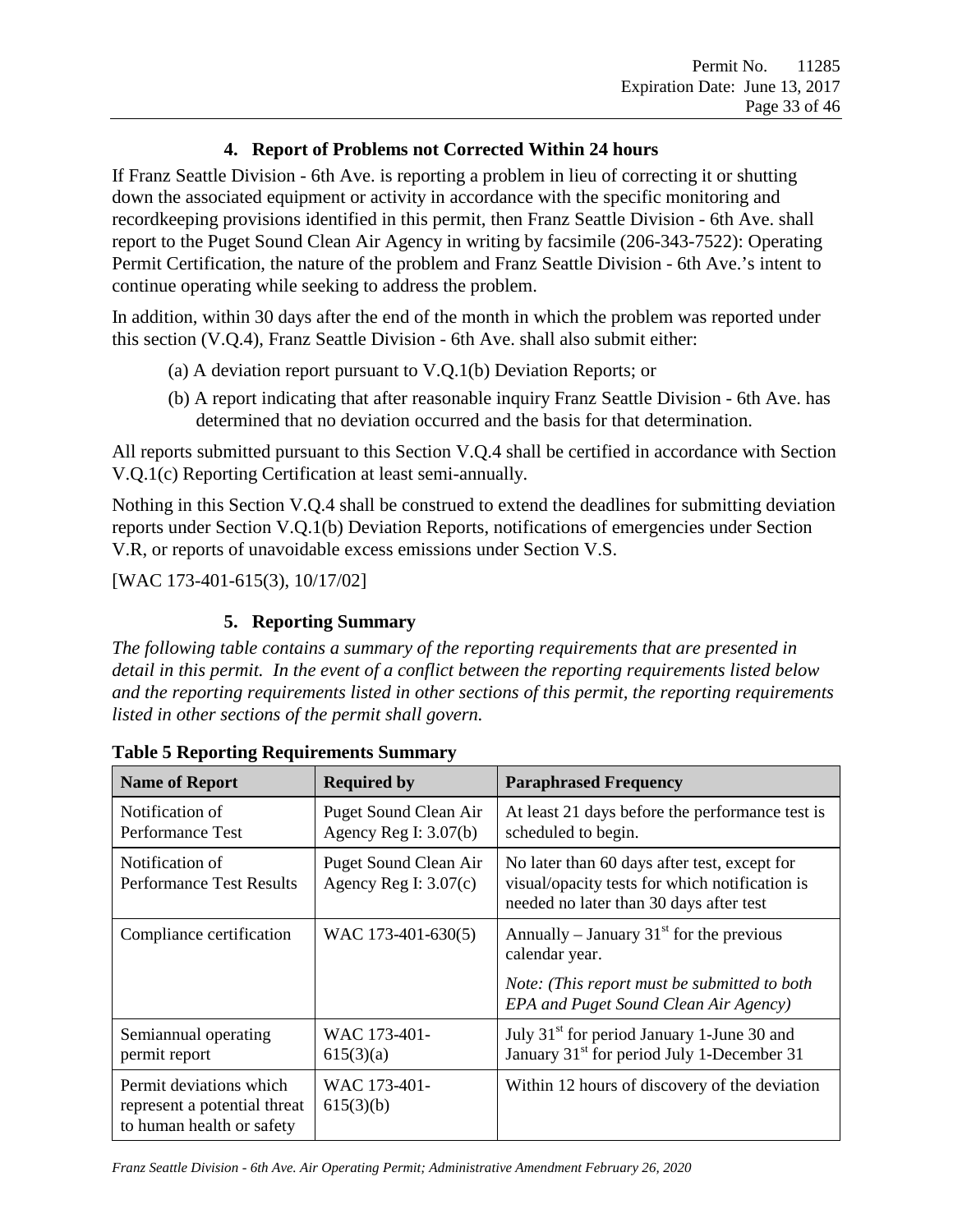### 4. Report of Problems not Corrected Within 24 hours

If Franz Seattle Division - 6th Ave. is reporting a problem in lieu of correcting it or shutting down the associated equipment or activity in accordance with the specific monitoring and recordkeeping provisions identified in this permit, then Franz Seattle Division - 6th Ave. shall report to the Puget Sound Clean Air Agency in writing by facsimile (206-343-7522): Operating Permit Certification, the nature of the problem and Franz Seattle Division - 6th Ave.'s intent to continue operating while seeking to address the problem.

In addition, within 30 days after the end of the month in which the problem was reported under this section (V.Q.4), Franz Seattle Division - 6th Ave. shall also submit either:

(a) A deviation report pursuant to V.Q.1(b) Deviation Reports; or

(b) A report indicating that after reasonable inquiry Franz Seattle Division - 6th Ave. has determined that no deviation occurred and the basis for that determination.

All reports submitted pursuant to this Section V.Q.4 shall be certified in accordance with Section V.Q.1(c) Reporting Certification at least semi-annually.

Nothing in this Section V.Q.4 shall be construed to extend the deadlines for submitting deviation reports under Section V.Q.1(b) Deviation Reports, notifications of emergencies under Section V.R, or reports of unavoidable excess emissions under Section V.S.

[WAC 173-401-615(3), 10/17/02]

### 5. Reporting Summary

*The following table contains a summary of the reporting requirements that are presented in detail in this permit. In the event of a conflict between the reporting requirements listed below and the reporting requirements listed in other sections of this permit, the reporting requirements listed in other sections of the permit shall govern.*

**Table 5 Reporting Requirements Summary**

| Name of Report | Required by | Paraphrased Frequency |
|---|---|---|
| Notification of Performance Test | Puget Sound Clean Air Agency Reg I: 3.07(b) | At least 21 days before the performance test is scheduled to begin. |
| Notification of Performance Test Results | Puget Sound Clean Air Agency Reg I: 3.07(c) | No later than 60 days after test, except for visual/opacity tests for which notification is needed no later than 30 days after test |
| Compliance certification | WAC 173-401-630(5) | Annually – January 31st for the previous calendar year.<br>*Note: (This report must be submitted to both EPA and Puget Sound Clean Air Agency)* |
| Semiannual operating permit report | WAC 173-401-615(3)(a) | July 31st for period January 1-June 30 and January 31st for period July 1-December 31 |
| Permit deviations which represent a potential threat to human health or safety | WAC 173-401-615(3)(b) | Within 12 hours of discovery of the deviation |

*Franz Seattle Division - 6th Ave. Air Operating Permit; Administrative Amendment February 26, 2020*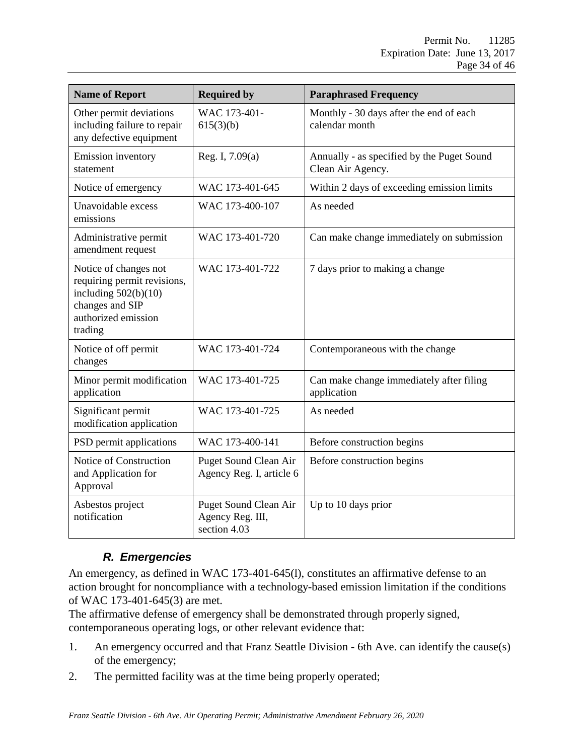| Name of Report | Required by | Paraphrased Frequency |
| --- | --- | --- |
| Other permit deviations including failure to repair any defective equipment | WAC 173-401-615(3)(b) | Monthly - 30 days after the end of each calendar month |
| Emission inventory statement | Reg. I, 7.09(a) | Annually - as specified by the Puget Sound Clean Air Agency. |
| Notice of emergency | WAC 173-401-645 | Within 2 days of exceeding emission limits |
| Unavoidable excess emissions | WAC 173-400-107 | As needed |
| Administrative permit amendment request | WAC 173-401-720 | Can make change immediately on submission |
| Notice of changes not requiring permit revisions, including 502(b)(10) changes and SIP authorized emission trading | WAC 173-401-722 | 7 days prior to making a change |
| Notice of off permit changes | WAC 173-401-724 | Contemporaneous with the change |
| Minor permit modification application | WAC 173-401-725 | Can make change immediately after filing application |
| Significant permit modification application | WAC 173-401-725 | As needed |
| PSD permit applications | WAC 173-400-141 | Before construction begins |
| Notice of Construction and Application for Approval | Puget Sound Clean Air Agency Reg. I, article 6 | Before construction begins |
| Asbestos project notification | Puget Sound Clean Air Agency Reg. III, section 4.03 | Up to 10 days prior |

### *R. Emergencies*

An emergency, as defined in WAC 173-401-645(l), constitutes an affirmative defense to an action brought for noncompliance with a technology-based emission limitation if the conditions of WAC 173-401-645(3) are met.

The affirmative defense of emergency shall be demonstrated through properly signed, contemporaneous operating logs, or other relevant evidence that:

1. An emergency occurred and that Franz Seattle Division - 6th Ave. can identify the cause(s) of the emergency;
2. The permitted facility was at the time being properly operated;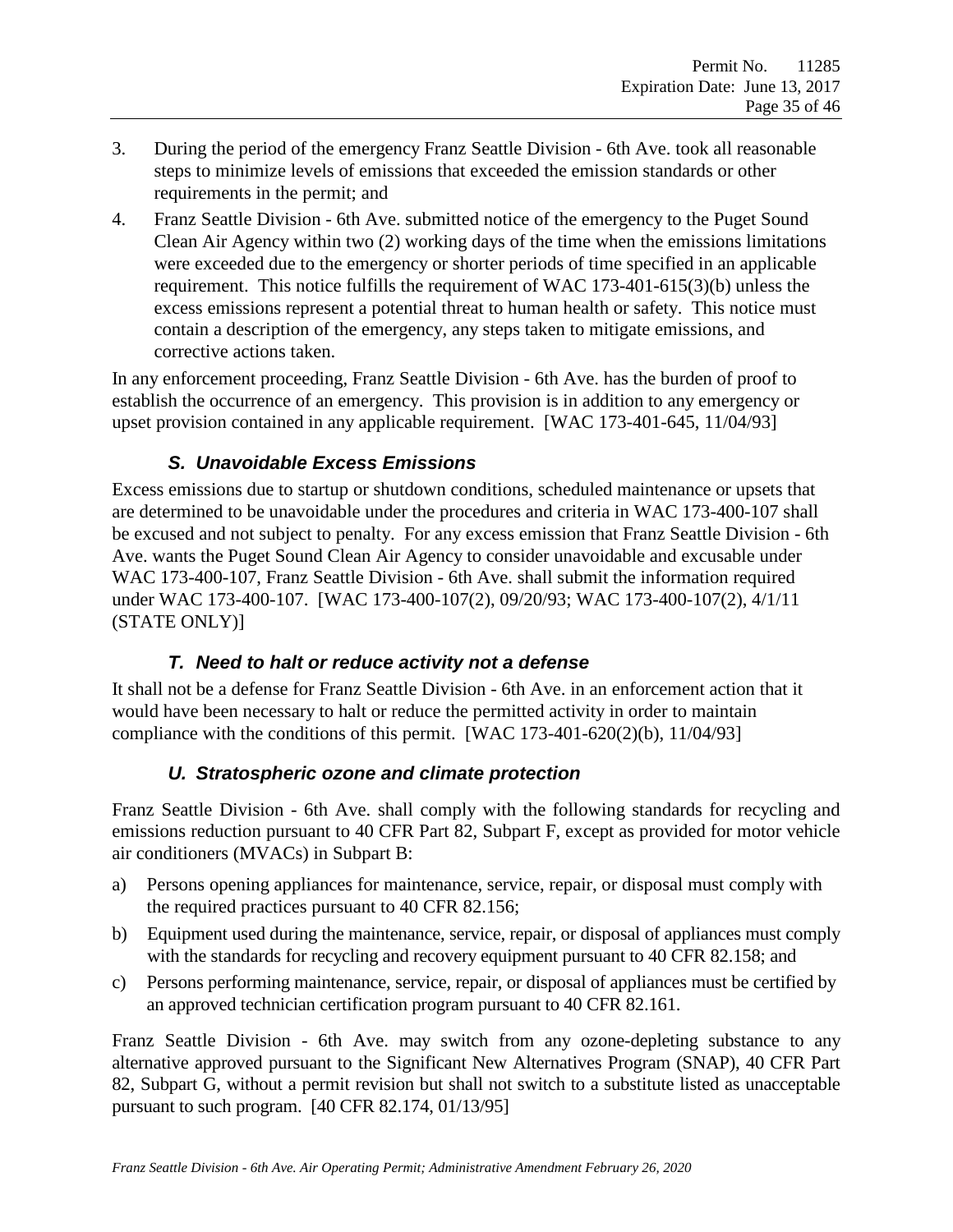3. During the period of the emergency Franz Seattle Division - 6th Ave. took all reasonable steps to minimize levels of emissions that exceeded the emission standards or other requirements in the permit; and

4. Franz Seattle Division - 6th Ave. submitted notice of the emergency to the Puget Sound Clean Air Agency within two (2) working days of the time when the emissions limitations were exceeded due to the emergency or shorter periods of time specified in an applicable requirement. This notice fulfills the requirement of WAC 173-401-615(3)(b) unless the excess emissions represent a potential threat to human health or safety. This notice must contain a description of the emergency, any steps taken to mitigate emissions, and corrective actions taken.

In any enforcement proceeding, Franz Seattle Division - 6th Ave. has the burden of proof to establish the occurrence of an emergency. This provision is in addition to any emergency or upset provision contained in any applicable requirement. [WAC 173-401-645, 11/04/93]

### *S. Unavoidable Excess Emissions*

Excess emissions due to startup or shutdown conditions, scheduled maintenance or upsets that are determined to be unavoidable under the procedures and criteria in WAC 173-400-107 shall be excused and not subject to penalty. For any excess emission that Franz Seattle Division - 6th Ave. wants the Puget Sound Clean Air Agency to consider unavoidable and excusable under WAC 173-400-107, Franz Seattle Division - 6th Ave. shall submit the information required under WAC 173-400-107. [WAC 173-400-107(2), 09/20/93; WAC 173-400-107(2), 4/1/11 (STATE ONLY)]

### *T. Need to halt or reduce activity not a defense*

It shall not be a defense for Franz Seattle Division - 6th Ave. in an enforcement action that it would have been necessary to halt or reduce the permitted activity in order to maintain compliance with the conditions of this permit. [WAC 173-401-620(2)(b), 11/04/93]

### *U. Stratospheric ozone and climate protection*

Franz Seattle Division - 6th Ave. shall comply with the following standards for recycling and emissions reduction pursuant to 40 CFR Part 82, Subpart F, except as provided for motor vehicle air conditioners (MVACs) in Subpart B:

a) Persons opening appliances for maintenance, service, repair, or disposal must comply with the required practices pursuant to 40 CFR 82.156;

b) Equipment used during the maintenance, service, repair, or disposal of appliances must comply with the standards for recycling and recovery equipment pursuant to 40 CFR 82.158; and

c) Persons performing maintenance, service, repair, or disposal of appliances must be certified by an approved technician certification program pursuant to 40 CFR 82.161.

Franz Seattle Division - 6th Ave. may switch from any ozone-depleting substance to any alternative approved pursuant to the Significant New Alternatives Program (SNAP), 40 CFR Part 82, Subpart G, without a permit revision but shall not switch to a substitute listed as unacceptable pursuant to such program. [40 CFR 82.174, 01/13/95]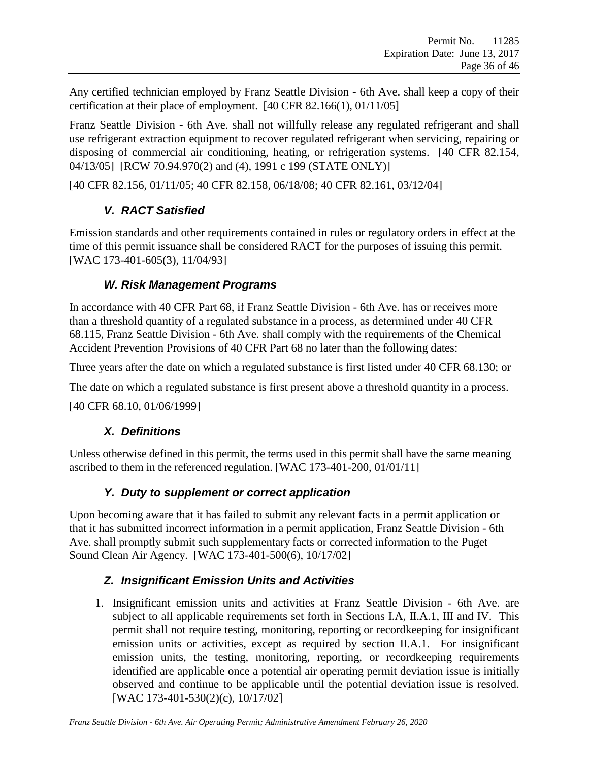Any certified technician employed by Franz Seattle Division - 6th Ave. shall keep a copy of their certification at their place of employment. [40 CFR 82.166(1), 01/11/05]

Franz Seattle Division - 6th Ave. shall not willfully release any regulated refrigerant and shall use refrigerant extraction equipment to recover regulated refrigerant when servicing, repairing or disposing of commercial air conditioning, heating, or refrigeration systems. [40 CFR 82.154, 04/13/05] [RCW 70.94.970(2) and (4), 1991 c 199 (STATE ONLY)]

[40 CFR 82.156, 01/11/05; 40 CFR 82.158, 06/18/08; 40 CFR 82.161, 03/12/04]

### *V. RACT Satisfied*

Emission standards and other requirements contained in rules or regulatory orders in effect at the time of this permit issuance shall be considered RACT for the purposes of issuing this permit. [WAC 173-401-605(3), 11/04/93]

### *W. Risk Management Programs*

In accordance with 40 CFR Part 68, if Franz Seattle Division - 6th Ave. has or receives more than a threshold quantity of a regulated substance in a process, as determined under 40 CFR 68.115, Franz Seattle Division - 6th Ave. shall comply with the requirements of the Chemical Accident Prevention Provisions of 40 CFR Part 68 no later than the following dates:

Three years after the date on which a regulated substance is first listed under 40 CFR 68.130; or

The date on which a regulated substance is first present above a threshold quantity in a process.

[40 CFR 68.10, 01/06/1999]

### *X. Definitions*

Unless otherwise defined in this permit, the terms used in this permit shall have the same meaning ascribed to them in the referenced regulation. [WAC 173-401-200, 01/01/11]

### *Y. Duty to supplement or correct application*

Upon becoming aware that it has failed to submit any relevant facts in a permit application or that it has submitted incorrect information in a permit application, Franz Seattle Division - 6th Ave. shall promptly submit such supplementary facts or corrected information to the Puget Sound Clean Air Agency. [WAC 173-401-500(6), 10/17/02]

### *Z. Insignificant Emission Units and Activities*

1. Insignificant emission units and activities at Franz Seattle Division - 6th Ave. are subject to all applicable requirements set forth in Sections I.A, II.A.1, III and IV. This permit shall not require testing, monitoring, reporting or recordkeeping for insignificant emission units or activities, except as required by section II.A.1. For insignificant emission units, the testing, monitoring, reporting, or recordkeeping requirements identified are applicable once a potential air operating permit deviation issue is initially observed and continue to be applicable until the potential deviation issue is resolved. [WAC 173-401-530(2)(c), 10/17/02]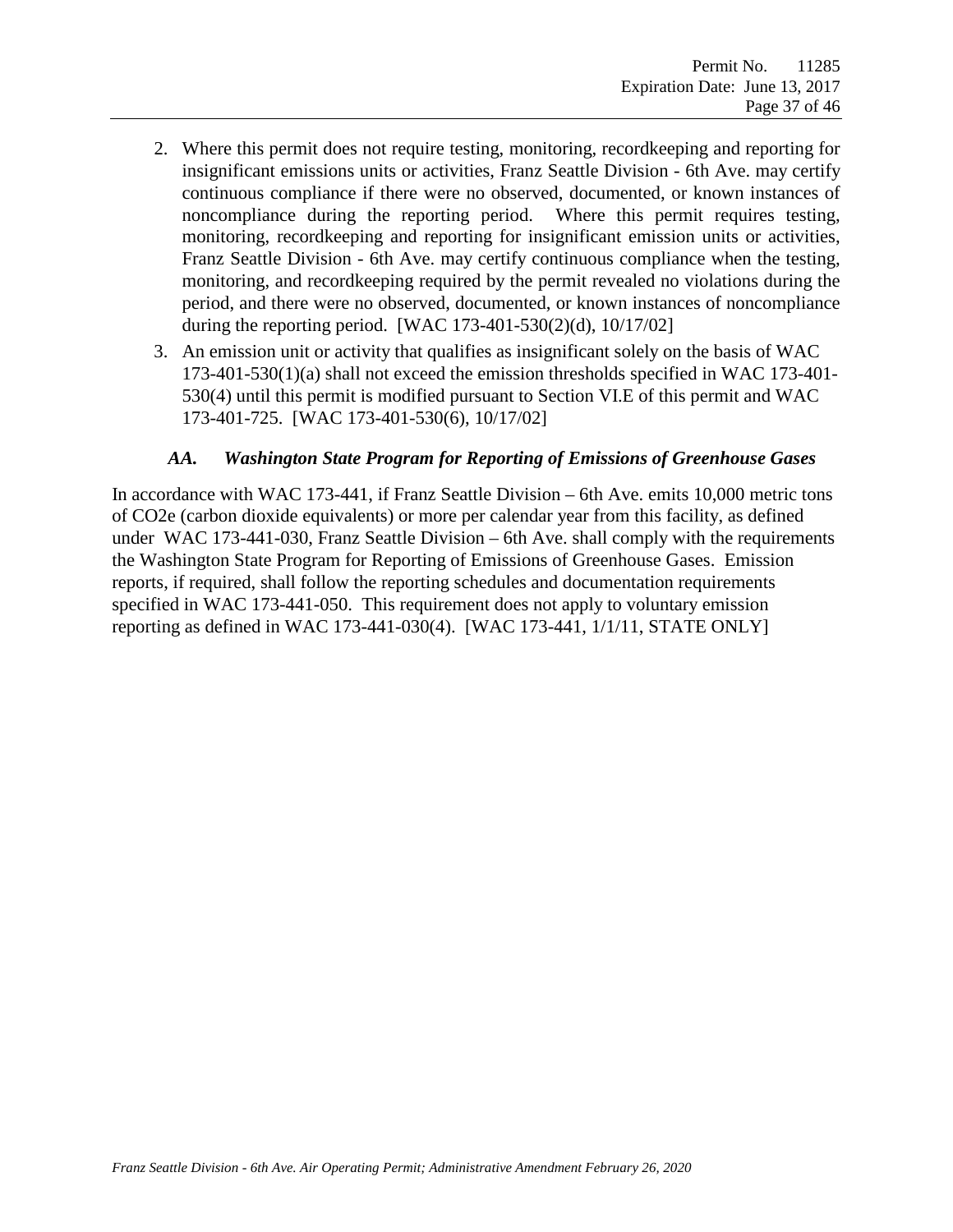2. Where this permit does not require testing, monitoring, recordkeeping and reporting for insignificant emissions units or activities, Franz Seattle Division - 6th Ave. may certify continuous compliance if there were no observed, documented, or known instances of noncompliance during the reporting period. Where this permit requires testing, monitoring, recordkeeping and reporting for insignificant emission units or activities, Franz Seattle Division - 6th Ave. may certify continuous compliance when the testing, monitoring, and recordkeeping required by the permit revealed no violations during the period, and there were no observed, documented, or known instances of noncompliance during the reporting period. [WAC 173-401-530(2)(d), 10/17/02]
3. An emission unit or activity that qualifies as insignificant solely on the basis of WAC 173-401-530(1)(a) shall not exceed the emission thresholds specified in WAC 173-401-530(4) until this permit is modified pursuant to Section VI.E of this permit and WAC 173-401-725. [WAC 173-401-530(6), 10/17/02]

### *AA. Washington State Program for Reporting of Emissions of Greenhouse Gases*

In accordance with WAC 173-441, if Franz Seattle Division – 6th Ave. emits 10,000 metric tons of CO2e (carbon dioxide equivalents) or more per calendar year from this facility, as defined under WAC 173-441-030, Franz Seattle Division – 6th Ave. shall comply with the requirements the Washington State Program for Reporting of Emissions of Greenhouse Gases. Emission reports, if required, shall follow the reporting schedules and documentation requirements specified in WAC 173-441-050. This requirement does not apply to voluntary emission reporting as defined in WAC 173-441-030(4). [WAC 173-441, 1/1/11, STATE ONLY]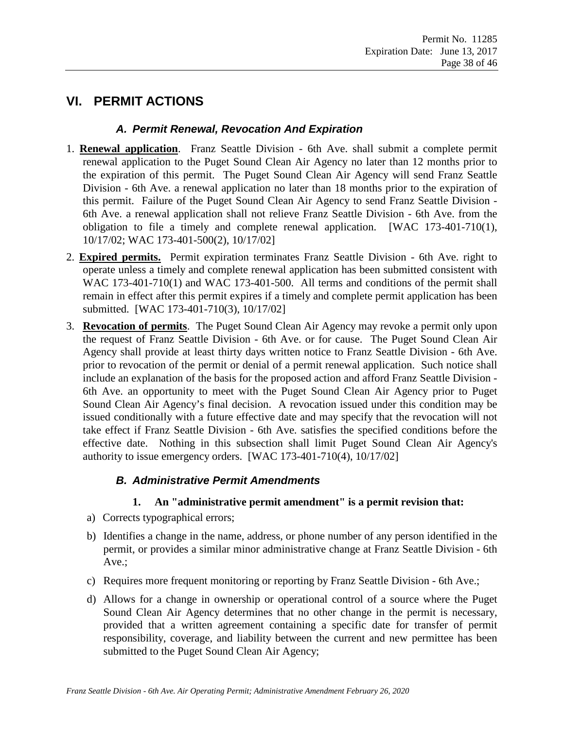# VI. PERMIT ACTIONS

## *A. Permit Renewal, Revocation And Expiration*

1. **Renewal application**. Franz Seattle Division - 6th Ave. shall submit a complete permit renewal application to the Puget Sound Clean Air Agency no later than 12 months prior to the expiration of this permit. The Puget Sound Clean Air Agency will send Franz Seattle Division - 6th Ave. a renewal application no later than 18 months prior to the expiration of this permit. Failure of the Puget Sound Clean Air Agency to send Franz Seattle Division - 6th Ave. a renewal application shall not relieve Franz Seattle Division - 6th Ave. from the obligation to file a timely and complete renewal application. [WAC 173-401-710(1), 10/17/02; WAC 173-401-500(2), 10/17/02]

2. **Expired permits.** Permit expiration terminates Franz Seattle Division - 6th Ave. right to operate unless a timely and complete renewal application has been submitted consistent with WAC 173-401-710(1) and WAC 173-401-500. All terms and conditions of the permit shall remain in effect after this permit expires if a timely and complete permit application has been submitted. [WAC 173-401-710(3), 10/17/02]

3. **Revocation of permits**. The Puget Sound Clean Air Agency may revoke a permit only upon the request of Franz Seattle Division - 6th Ave. or for cause. The Puget Sound Clean Air Agency shall provide at least thirty days written notice to Franz Seattle Division - 6th Ave. prior to revocation of the permit or denial of a permit renewal application. Such notice shall include an explanation of the basis for the proposed action and afford Franz Seattle Division - 6th Ave. an opportunity to meet with the Puget Sound Clean Air Agency prior to Puget Sound Clean Air Agency's final decision. A revocation issued under this condition may be issued conditionally with a future effective date and may specify that the revocation will not take effect if Franz Seattle Division - 6th Ave. satisfies the specified conditions before the effective date. Nothing in this subsection shall limit Puget Sound Clean Air Agency's authority to issue emergency orders. [WAC 173-401-710(4), 10/17/02]

## *B. Administrative Permit Amendments*

### 1. An "administrative permit amendment" is a permit revision that:

a) Corrects typographical errors;

b) Identifies a change in the name, address, or phone number of any person identified in the permit, or provides a similar minor administrative change at Franz Seattle Division - 6th Ave.;

c) Requires more frequent monitoring or reporting by Franz Seattle Division - 6th Ave.;

d) Allows for a change in ownership or operational control of a source where the Puget Sound Clean Air Agency determines that no other change in the permit is necessary, provided that a written agreement containing a specific date for transfer of permit responsibility, coverage, and liability between the current and new permittee has been submitted to the Puget Sound Clean Air Agency;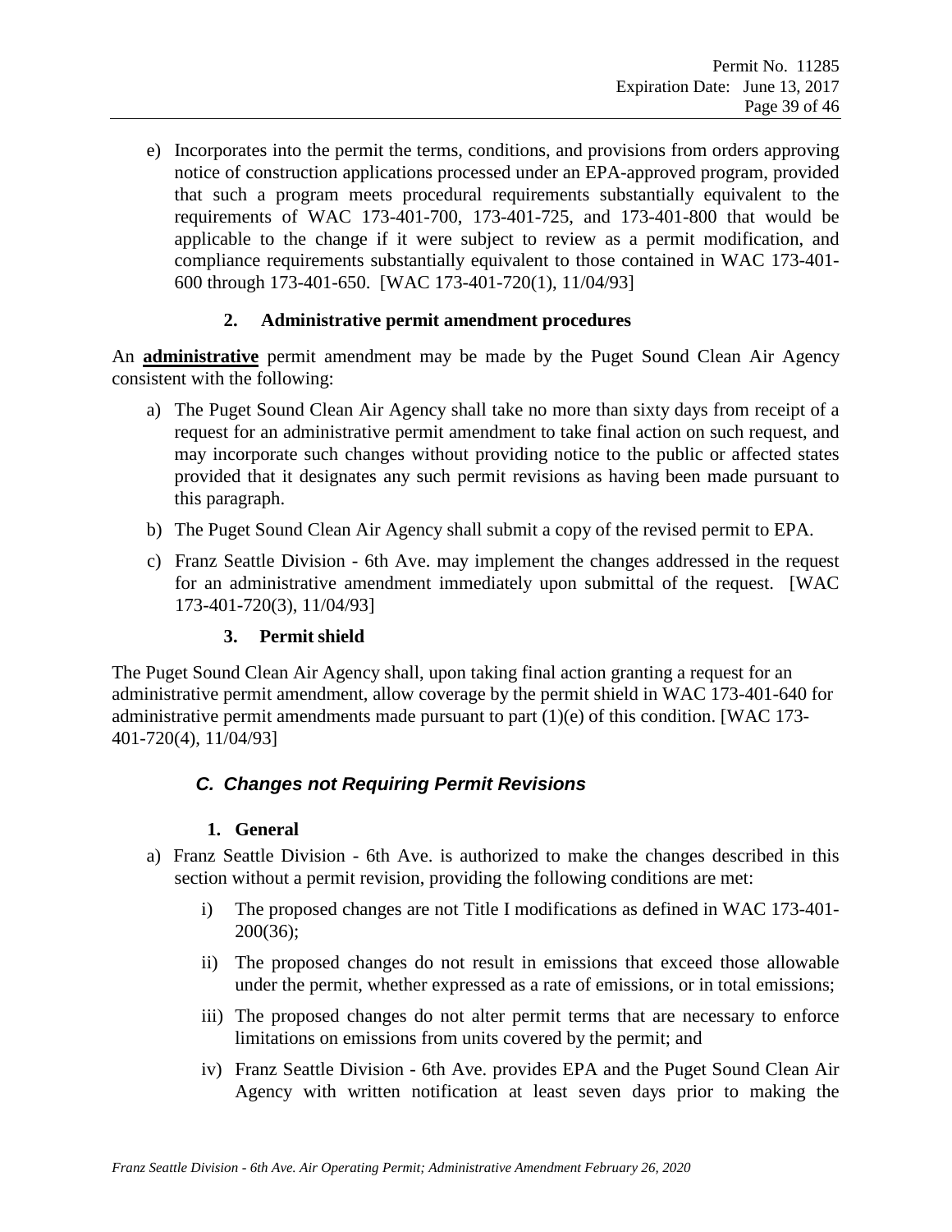e) Incorporates into the permit the terms, conditions, and provisions from orders approving notice of construction applications processed under an EPA-approved program, provided that such a program meets procedural requirements substantially equivalent to the requirements of WAC 173-401-700, 173-401-725, and 173-401-800 that would be applicable to the change if it were subject to review as a permit modification, and compliance requirements substantially equivalent to those contained in WAC 173-401-600 through 173-401-650. [WAC 173-401-720(1), 11/04/93]

#### 2. Administrative permit amendment procedures

An **administrative** permit amendment may be made by the Puget Sound Clean Air Agency consistent with the following:

a) The Puget Sound Clean Air Agency shall take no more than sixty days from receipt of a request for an administrative permit amendment to take final action on such request, and may incorporate such changes without providing notice to the public or affected states provided that it designates any such permit revisions as having been made pursuant to this paragraph.

b) The Puget Sound Clean Air Agency shall submit a copy of the revised permit to EPA.

c) Franz Seattle Division - 6th Ave. may implement the changes addressed in the request for an administrative amendment immediately upon submittal of the request. [WAC 173-401-720(3), 11/04/93]

#### 3. Permit shield

The Puget Sound Clean Air Agency shall, upon taking final action granting a request for an administrative permit amendment, allow coverage by the permit shield in WAC 173-401-640 for administrative permit amendments made pursuant to part (1)(e) of this condition. [WAC 173-401-720(4), 11/04/93]

### *C. Changes not Requiring Permit Revisions*

#### 1. General

a) Franz Seattle Division - 6th Ave. is authorized to make the changes described in this section without a permit revision, providing the following conditions are met:

  i) The proposed changes are not Title I modifications as defined in WAC 173-401-200(36);

  ii) The proposed changes do not result in emissions that exceed those allowable under the permit, whether expressed as a rate of emissions, or in total emissions;

  iii) The proposed changes do not alter permit terms that are necessary to enforce limitations on emissions from units covered by the permit; and

  iv) Franz Seattle Division - 6th Ave. provides EPA and the Puget Sound Clean Air Agency with written notification at least seven days prior to making the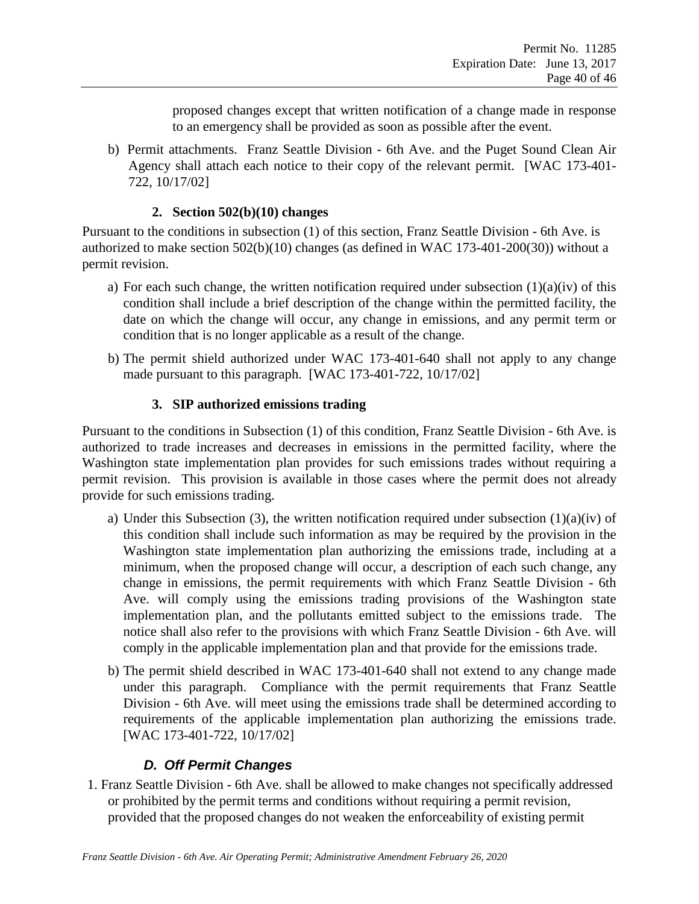proposed changes except that written notification of a change made in response to an emergency shall be provided as soon as possible after the event.

b) Permit attachments. Franz Seattle Division - 6th Ave. and the Puget Sound Clean Air Agency shall attach each notice to their copy of the relevant permit. [WAC 173-401-722, 10/17/02]

**2. Section 502(b)(10) changes**

Pursuant to the conditions in subsection (1) of this section, Franz Seattle Division - 6th Ave. is authorized to make section 502(b)(10) changes (as defined in WAC 173-401-200(30)) without a permit revision.

a) For each such change, the written notification required under subsection (1)(a)(iv) of this condition shall include a brief description of the change within the permitted facility, the date on which the change will occur, any change in emissions, and any permit term or condition that is no longer applicable as a result of the change.

b) The permit shield authorized under WAC 173-401-640 shall not apply to any change made pursuant to this paragraph. [WAC 173-401-722, 10/17/02]

**3. SIP authorized emissions trading**

Pursuant to the conditions in Subsection (1) of this condition, Franz Seattle Division - 6th Ave. is authorized to trade increases and decreases in emissions in the permitted facility, where the Washington state implementation plan provides for such emissions trades without requiring a permit revision. This provision is available in those cases where the permit does not already provide for such emissions trading.

a) Under this Subsection (3), the written notification required under subsection (1)(a)(iv) of this condition shall include such information as may be required by the provision in the Washington state implementation plan authorizing the emissions trade, including at a minimum, when the proposed change will occur, a description of each such change, any change in emissions, the permit requirements with which Franz Seattle Division - 6th Ave. will comply using the emissions trading provisions of the Washington state implementation plan, and the pollutants emitted subject to the emissions trade. The notice shall also refer to the provisions with which Franz Seattle Division - 6th Ave. will comply in the applicable implementation plan and that provide for the emissions trade.

b) The permit shield described in WAC 173-401-640 shall not extend to any change made under this paragraph. Compliance with the permit requirements that Franz Seattle Division - 6th Ave. will meet using the emissions trade shall be determined according to requirements of the applicable implementation plan authorizing the emissions trade. [WAC 173-401-722, 10/17/02]

### *D. Off Permit Changes*

1. Franz Seattle Division - 6th Ave. shall be allowed to make changes not specifically addressed or prohibited by the permit terms and conditions without requiring a permit revision, provided that the proposed changes do not weaken the enforceability of existing permit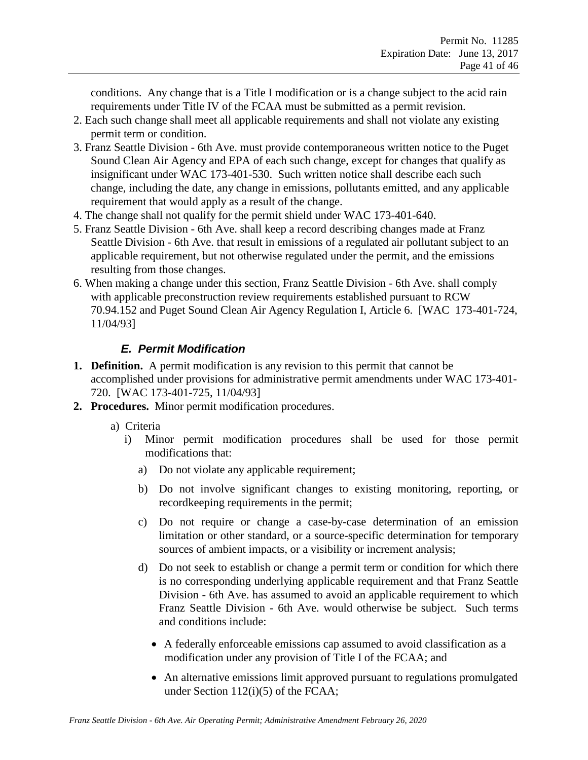conditions. Any change that is a Title I modification or is a change subject to the acid rain requirements under Title IV of the FCAA must be submitted as a permit revision.

2. Each such change shall meet all applicable requirements and shall not violate any existing permit term or condition.
3. Franz Seattle Division - 6th Ave. must provide contemporaneous written notice to the Puget Sound Clean Air Agency and EPA of each such change, except for changes that qualify as insignificant under WAC 173-401-530. Such written notice shall describe each such change, including the date, any change in emissions, pollutants emitted, and any applicable requirement that would apply as a result of the change.
4. The change shall not qualify for the permit shield under WAC 173-401-640.
5. Franz Seattle Division - 6th Ave. shall keep a record describing changes made at Franz Seattle Division - 6th Ave. that result in emissions of a regulated air pollutant subject to an applicable requirement, but not otherwise regulated under the permit, and the emissions resulting from those changes.
6. When making a change under this section, Franz Seattle Division - 6th Ave. shall comply with applicable preconstruction review requirements established pursuant to RCW 70.94.152 and Puget Sound Clean Air Agency Regulation I, Article 6. [WAC 173-401-724, 11/04/93]

### *E. Permit Modification*

1. **Definition.** A permit modification is any revision to this permit that cannot be accomplished under provisions for administrative permit amendments under WAC 173-401-720. [WAC 173-401-725, 11/04/93]
2. **Procedures.** Minor permit modification procedures.
   a) Criteria
      i) Minor permit modification procedures shall be used for those permit modifications that:
         a) Do not violate any applicable requirement;
         b) Do not involve significant changes to existing monitoring, reporting, or recordkeeping requirements in the permit;
         c) Do not require or change a case-by-case determination of an emission limitation or other standard, or a source-specific determination for temporary sources of ambient impacts, or a visibility or increment analysis;
         d) Do not seek to establish or change a permit term or condition for which there is no corresponding underlying applicable requirement and that Franz Seattle Division - 6th Ave. has assumed to avoid an applicable requirement to which Franz Seattle Division - 6th Ave. would otherwise be subject. Such terms and conditions include:
            - A federally enforceable emissions cap assumed to avoid classification as a modification under any provision of Title I of the FCAA; and
            - An alternative emissions limit approved pursuant to regulations promulgated under Section 112(i)(5) of the FCAA;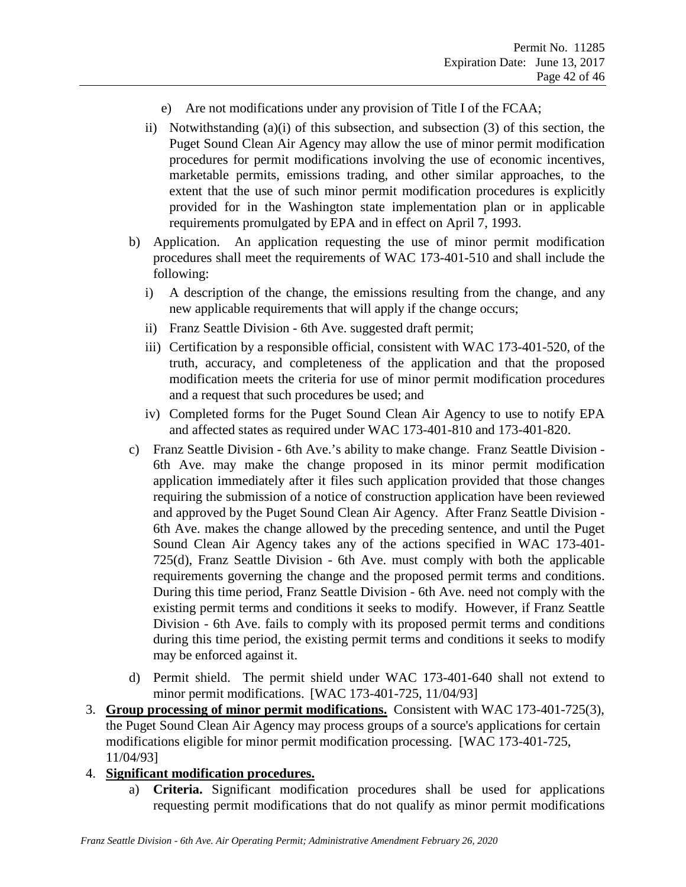e) Are not modifications under any provision of Title I of the FCAA;

ii) Notwithstanding (a)(i) of this subsection, and subsection (3) of this section, the Puget Sound Clean Air Agency may allow the use of minor permit modification procedures for permit modifications involving the use of economic incentives, marketable permits, emissions trading, and other similar approaches, to the extent that the use of such minor permit modification procedures is explicitly provided for in the Washington state implementation plan or in applicable requirements promulgated by EPA and in effect on April 7, 1993.

b) Application. An application requesting the use of minor permit modification procedures shall meet the requirements of WAC 173-401-510 and shall include the following:

   i) A description of the change, the emissions resulting from the change, and any new applicable requirements that will apply if the change occurs;

   ii) Franz Seattle Division - 6th Ave. suggested draft permit;

   iii) Certification by a responsible official, consistent with WAC 173-401-520, of the truth, accuracy, and completeness of the application and that the proposed modification meets the criteria for use of minor permit modification procedures and a request that such procedures be used; and

   iv) Completed forms for the Puget Sound Clean Air Agency to use to notify EPA and affected states as required under WAC 173-401-810 and 173-401-820.

c) Franz Seattle Division - 6th Ave.'s ability to make change. Franz Seattle Division - 6th Ave. may make the change proposed in its minor permit modification application immediately after it files such application provided that those changes requiring the submission of a notice of construction application have been reviewed and approved by the Puget Sound Clean Air Agency. After Franz Seattle Division - 6th Ave. makes the change allowed by the preceding sentence, and until the Puget Sound Clean Air Agency takes any of the actions specified in WAC 173-401-725(d), Franz Seattle Division - 6th Ave. must comply with both the applicable requirements governing the change and the proposed permit terms and conditions. During this time period, Franz Seattle Division - 6th Ave. need not comply with the existing permit terms and conditions it seeks to modify. However, if Franz Seattle Division - 6th Ave. fails to comply with its proposed permit terms and conditions during this time period, the existing permit terms and conditions it seeks to modify may be enforced against it.

d) Permit shield. The permit shield under WAC 173-401-640 shall not extend to minor permit modifications. [WAC 173-401-725, 11/04/93]

3. **Group processing of minor permit modifications.** Consistent with WAC 173-401-725(3), the Puget Sound Clean Air Agency may process groups of a source's applications for certain modifications eligible for minor permit modification processing. [WAC 173-401-725, 11/04/93]

4. **Significant modification procedures.**

   a) **Criteria.** Significant modification procedures shall be used for applications requesting permit modifications that do not qualify as minor permit modifications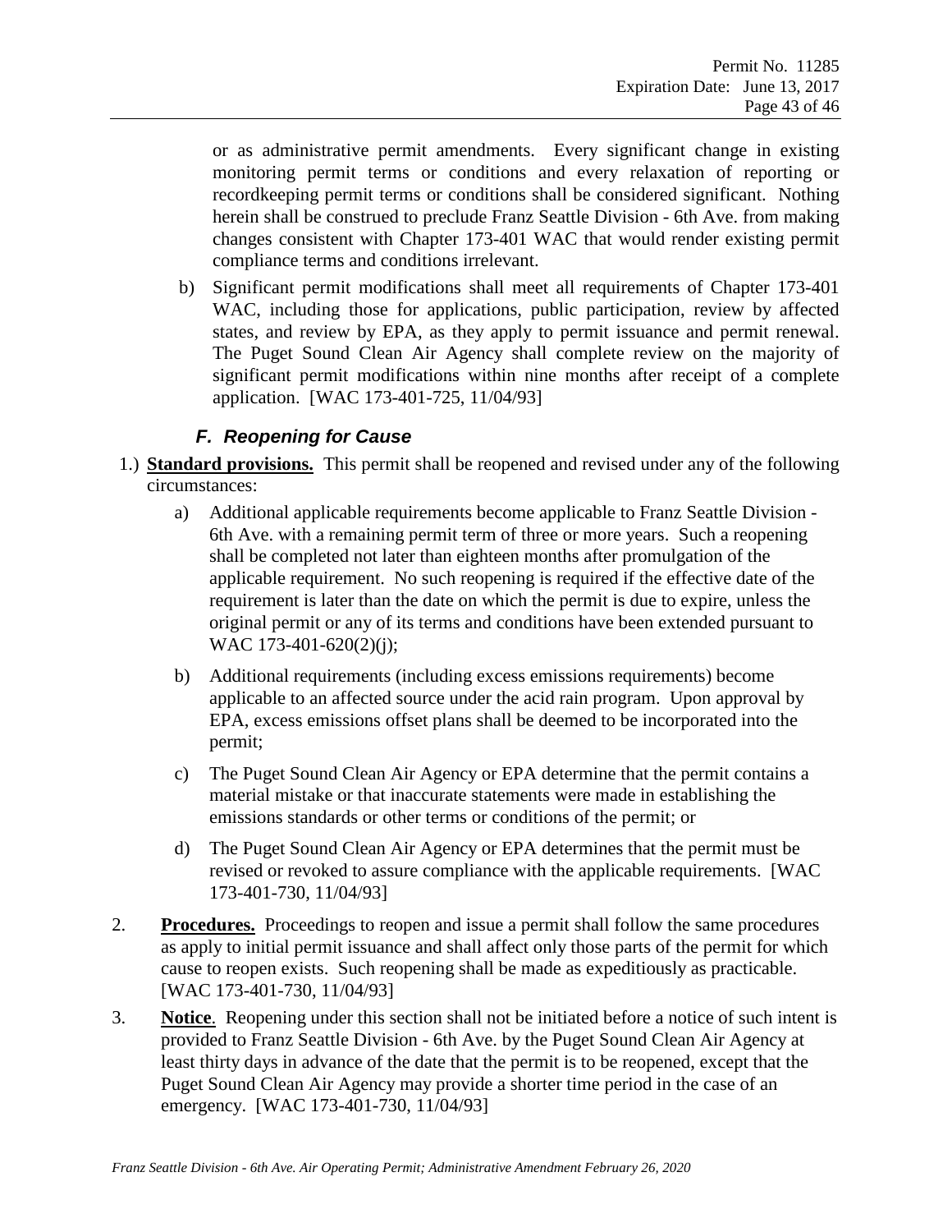or as administrative permit amendments. Every significant change in existing monitoring permit terms or conditions and every relaxation of reporting or recordkeeping permit terms or conditions shall be considered significant. Nothing herein shall be construed to preclude Franz Seattle Division - 6th Ave. from making changes consistent with Chapter 173-401 WAC that would render existing permit compliance terms and conditions irrelevant.

b) Significant permit modifications shall meet all requirements of Chapter 173-401 WAC, including those for applications, public participation, review by affected states, and review by EPA, as they apply to permit issuance and permit renewal. The Puget Sound Clean Air Agency shall complete review on the majority of significant permit modifications within nine months after receipt of a complete application. [WAC 173-401-725, 11/04/93]

### *F. Reopening for Cause*

1.) **Standard provisions.** This permit shall be reopened and revised under any of the following circumstances:

a) Additional applicable requirements become applicable to Franz Seattle Division - 6th Ave. with a remaining permit term of three or more years. Such a reopening shall be completed not later than eighteen months after promulgation of the applicable requirement. No such reopening is required if the effective date of the requirement is later than the date on which the permit is due to expire, unless the original permit or any of its terms and conditions have been extended pursuant to WAC 173-401-620(2)(j);

b) Additional requirements (including excess emissions requirements) become applicable to an affected source under the acid rain program. Upon approval by EPA, excess emissions offset plans shall be deemed to be incorporated into the permit;

c) The Puget Sound Clean Air Agency or EPA determine that the permit contains a material mistake or that inaccurate statements were made in establishing the emissions standards or other terms or conditions of the permit; or

d) The Puget Sound Clean Air Agency or EPA determines that the permit must be revised or revoked to assure compliance with the applicable requirements. [WAC 173-401-730, 11/04/93]

2. **Procedures.** Proceedings to reopen and issue a permit shall follow the same procedures as apply to initial permit issuance and shall affect only those parts of the permit for which cause to reopen exists. Such reopening shall be made as expeditiously as practicable. [WAC 173-401-730, 11/04/93]

3. **Notice**. Reopening under this section shall not be initiated before a notice of such intent is provided to Franz Seattle Division - 6th Ave. by the Puget Sound Clean Air Agency at least thirty days in advance of the date that the permit is to be reopened, except that the Puget Sound Clean Air Agency may provide a shorter time period in the case of an emergency. [WAC 173-401-730, 11/04/93]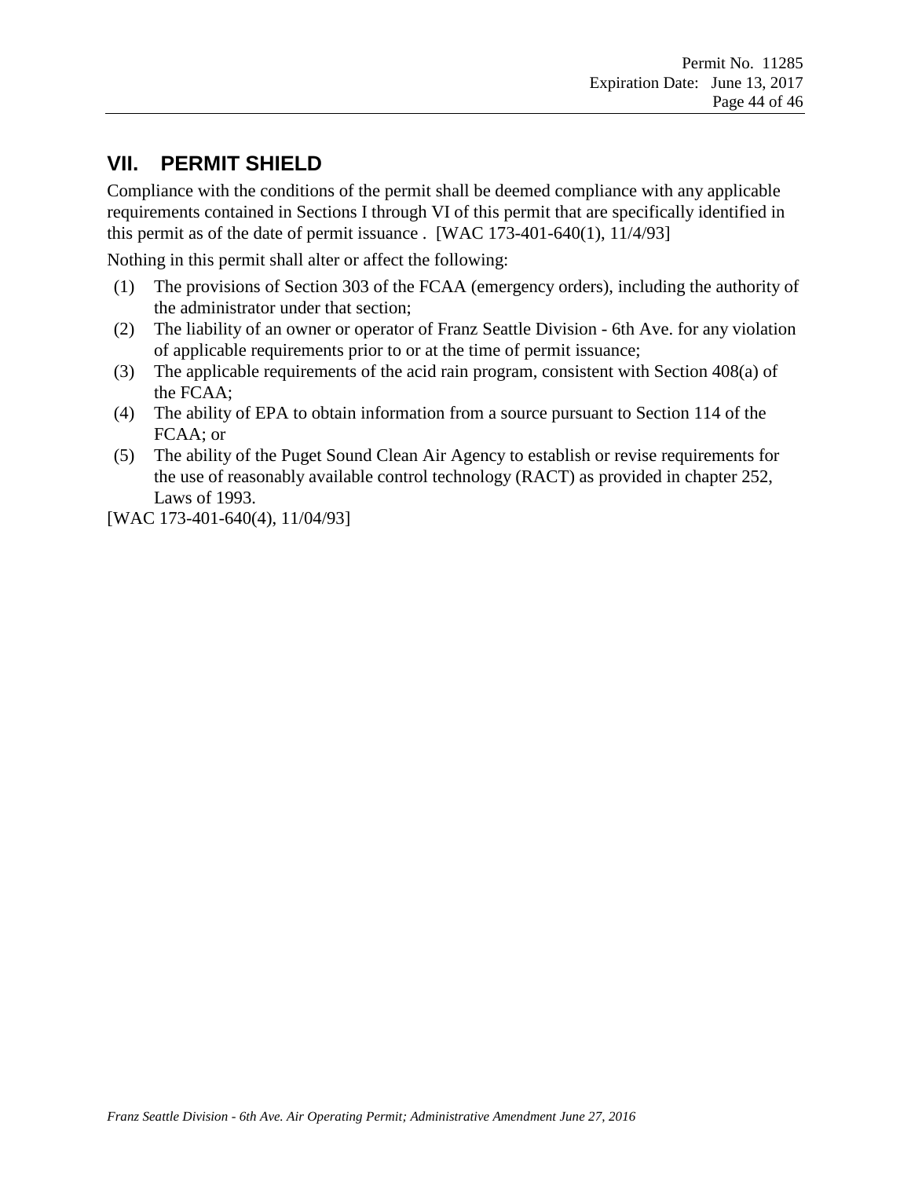## VII. PERMIT SHIELD

Compliance with the conditions of the permit shall be deemed compliance with any applicable requirements contained in Sections I through VI of this permit that are specifically identified in this permit as of the date of permit issuance . [WAC 173-401-640(1), 11/4/93]

Nothing in this permit shall alter or affect the following:

(1) The provisions of Section 303 of the FCAA (emergency orders), including the authority of the administrator under that section;

(2) The liability of an owner or operator of Franz Seattle Division - 6th Ave. for any violation of applicable requirements prior to or at the time of permit issuance;

(3) The applicable requirements of the acid rain program, consistent with Section 408(a) of the FCAA;

(4) The ability of EPA to obtain information from a source pursuant to Section 114 of the FCAA; or

(5) The ability of the Puget Sound Clean Air Agency to establish or revise requirements for the use of reasonably available control technology (RACT) as provided in chapter 252, Laws of 1993.

[WAC 173-401-640(4), 11/04/93]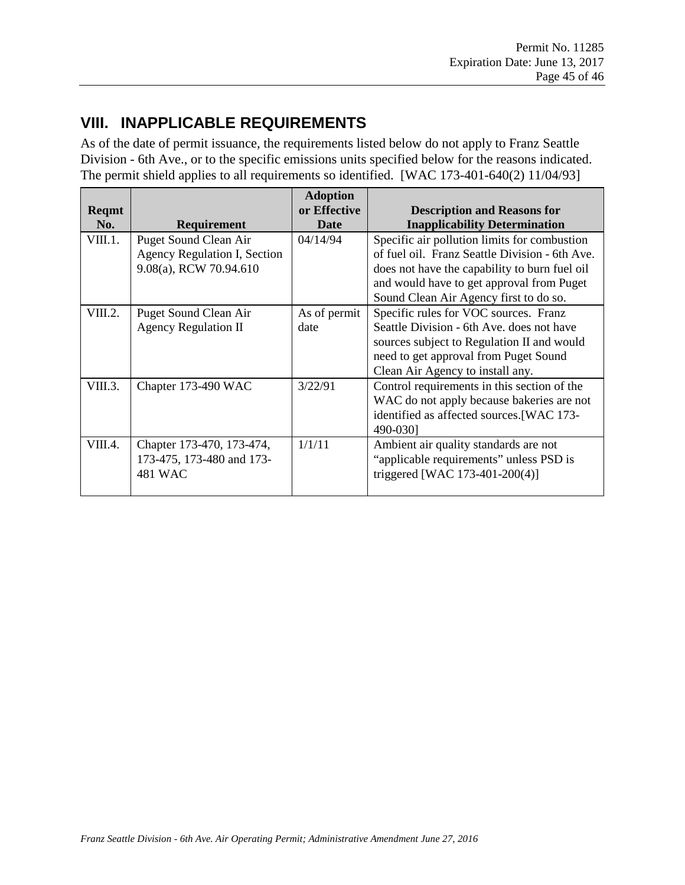## VIII. INAPPLICABLE REQUIREMENTS

As of the date of permit issuance, the requirements listed below do not apply to Franz Seattle Division - 6th Ave., or to the specific emissions units specified below for the reasons indicated. The permit shield applies to all requirements so identified. [WAC 173-401-640(2) 11/04/93]

| Reqmt No. | Requirement | Adoption or Effective Date | Description and Reasons for Inapplicability Determination |
| --- | --- | --- | --- |
| VIII.1. | Puget Sound Clean Air Agency Regulation I, Section 9.08(a), RCW 70.94.610 | 04/14/94 | Specific air pollution limits for combustion of fuel oil. Franz Seattle Division - 6th Ave. does not have the capability to burn fuel oil and would have to get approval from Puget Sound Clean Air Agency first to do so. |
| VIII.2. | Puget Sound Clean Air Agency Regulation II | As of permit date | Specific rules for VOC sources. Franz Seattle Division - 6th Ave. does not have sources subject to Regulation II and would need to get approval from Puget Sound Clean Air Agency to install any. |
| VIII.3. | Chapter 173-490 WAC | 3/22/91 | Control requirements in this section of the WAC do not apply because bakeries are not identified as affected sources.[WAC 173-490-030] |
| VIII.4. | Chapter 173-470, 173-474, 173-475, 173-480 and 173-481 WAC | 1/1/11 | Ambient air quality standards are not “applicable requirements” unless PSD is triggered [WAC 173-401-200(4)] |

*Franz Seattle Division - 6th Ave. Air Operating Permit; Administrative Amendment June 27, 2016*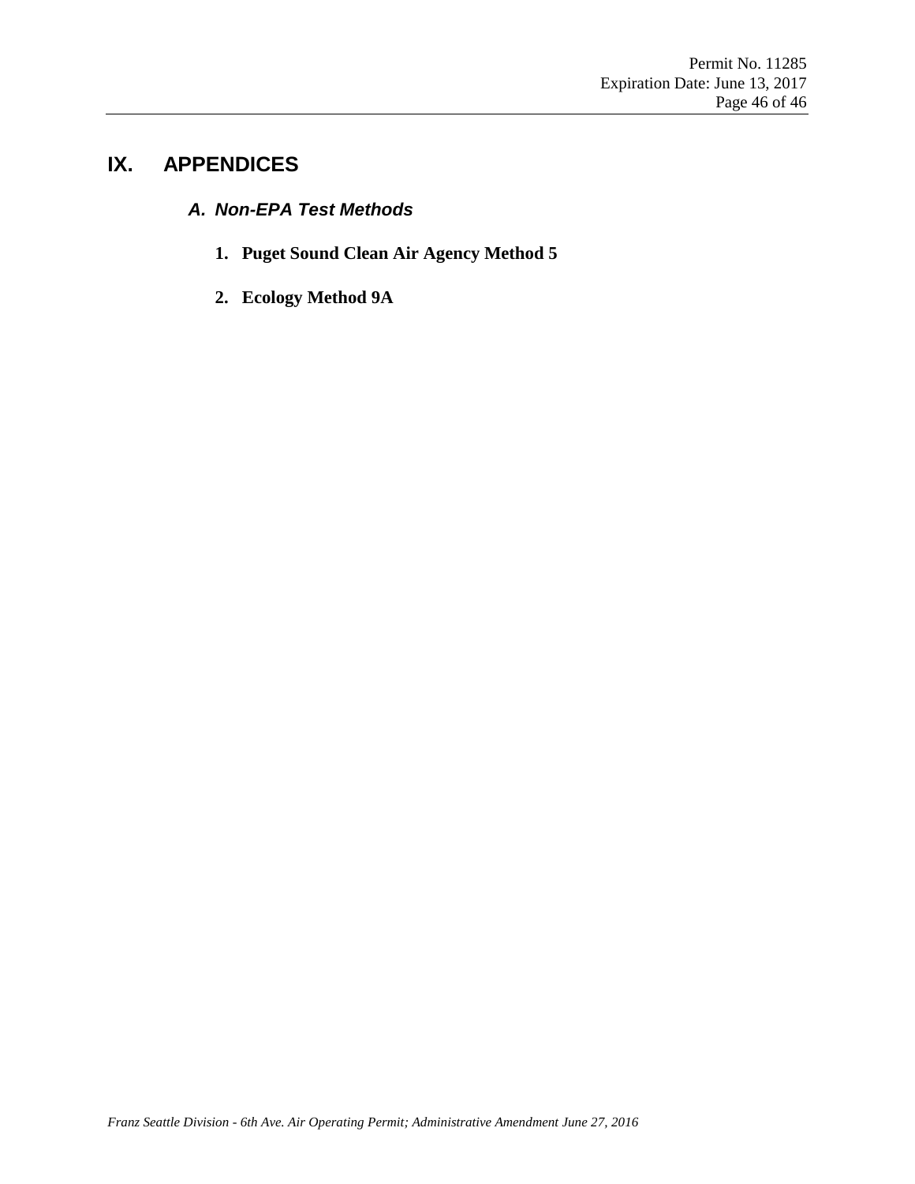# IX. APPENDICES

## *A. Non-EPA Test Methods*

1. **Puget Sound Clean Air Agency Method 5**

2. **Ecology Method 9A**